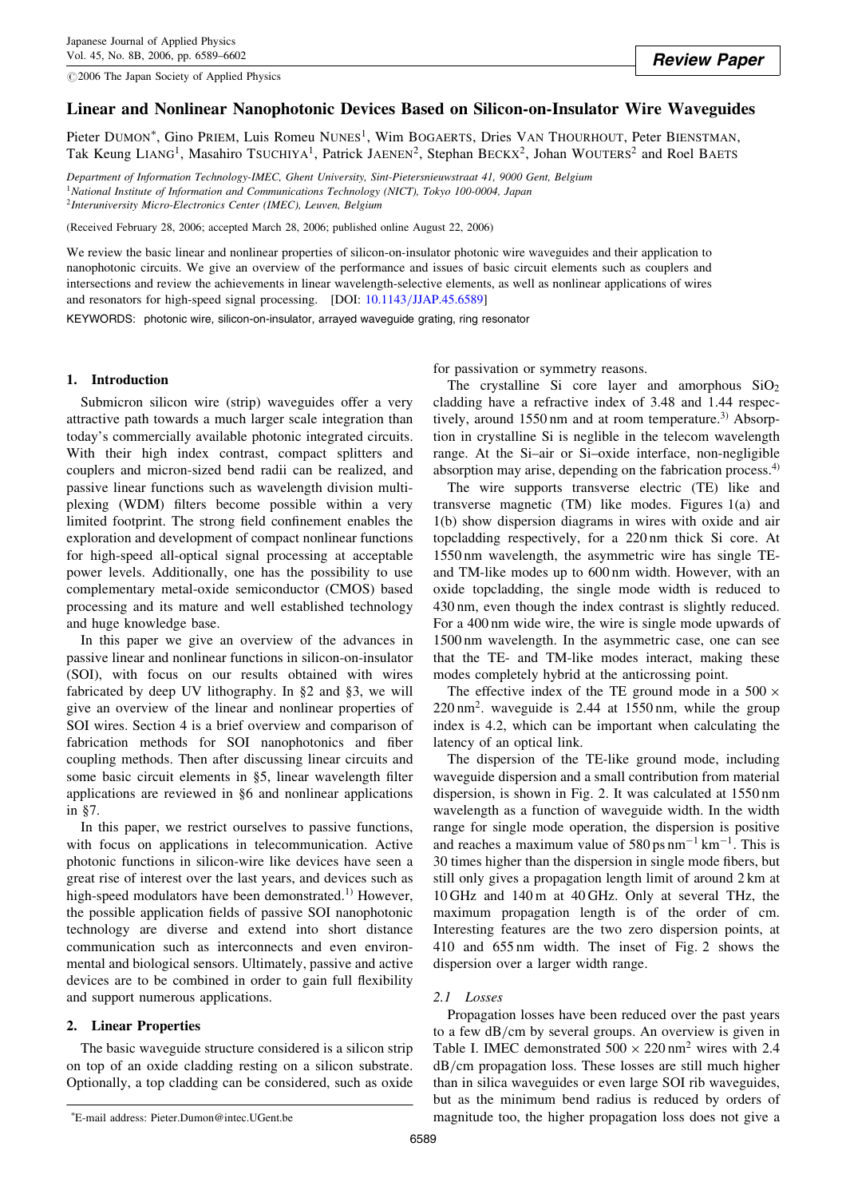Review Paper

# Linear and Nonlinear Nanophotonic Devices Based on Silicon-on-Insulator Wire Waveguides

Pieter DUMON*, Gino PRIEM, Luis Romeu NUNES[1], Wim BOGAERTS, Dries VAN THOURHOUT, Peter BIENSTMAN, Tak Keung LIANG[1], Masahiro TSUCHIYA[1], Patrick JAENEN[2], Stephan BECKX[2], Johan WOUTERS[2] and Roel BAETS

*Department of Information Technology-IMEC, Ghent University, Sint-Pietersnieuwstraat 41, 9000 Gent, Belgium*
[1]*National Institute of Information and Communications Technology (NICT), Tokyo 100-0004, Japan*
[2]*Interuniversity Micro-Electronics Center (IMEC), Leuven, Belgium*

(Received February 28, 2006; accepted March 28, 2006; published online August 22, 2006)

We review the basic linear and nonlinear properties of silicon-on-insulator photonic wire waveguides and their application to nanophotonic circuits. We give an overview of the performance and issues of basic circuit elements such as couplers and intersections and review the achievements in linear wavelength-selective elements, as well as nonlinear applications of wires and resonators for high-speed signal processing. [DOI: 10.1143/JJAP.45.6589]

KEYWORDS: photonic wire, silicon-on-insulator, arrayed waveguide grating, ring resonator

## 1. Introduction

Submicron silicon wire (strip) waveguides offer a very attractive path towards a much larger scale integration than today's commercially available photonic integrated circuits. With their high index contrast, compact splitters and couplers and micron-sized bend radii can be realized, and passive linear functions such as wavelength division multiplexing (WDM) filters become possible within a very limited footprint. The strong field confinement enables the exploration and development of compact nonlinear functions for high-speed all-optical signal processing at acceptable power levels. Additionally, one has the possibility to use complementary metal-oxide semiconductor (CMOS) based processing and its mature and well established technology and huge knowledge base.

In this paper we give an overview of the advances in passive linear and nonlinear functions in silicon-on-insulator (SOI), with focus on our results obtained with wires fabricated by deep UV lithography. In §2 and §3, we will give an overview of the linear and nonlinear properties of SOI wires. Section 4 is a brief overview and comparison of fabrication methods for SOI nanophotonics and fiber coupling methods. Then after discussing linear circuits and some basic circuit elements in §5, linear wavelength filter applications are reviewed in §6 and nonlinear applications in §7.

In this paper, we restrict ourselves to passive functions, with focus on applications in telecommunication. Active photonic functions in silicon-wire like devices have seen a great rise of interest over the last years, and devices such as high-speed modulators have been demonstrated.[1] However, the possible application fields of passive SOI nanophotonic technology are diverse and extend into short distance communication such as interconnects and even environmental and biological sensors. Ultimately, passive and active devices are to be combined in order to gain full flexibility and support numerous applications.

## 2. Linear Properties

The basic waveguide structure considered is a silicon strip on top of an oxide cladding resting on a silicon substrate. Optionally, a top cladding can be considered, such as oxide for passivation or symmetry reasons.

The crystalline Si core layer and amorphous $SiO_2$ cladding have a refractive index of 3.48 and 1.44 respectively, around 1550 nm and at room temperature.[3] Absorption in crystalline Si is neglible in the telecom wavelength range. At the Si–air or Si–oxide interface, non-negligible absorption may arise, depending on the fabrication process.[4]

The wire supports transverse electric (TE) like and transverse magnetic (TM) like modes. Figures 1(a) and 1(b) show dispersion diagrams in wires with oxide and air topcladding respectively, for a 220 nm thick Si core. At 1550 nm wavelength, the asymmetric wire has single TE- and TM-like modes up to 600 nm width. However, with an oxide topcladding, the single mode width is reduced to 430 nm, even though the index contrast is slightly reduced. For a 400 nm wide wire, the wire is single mode upwards of 1500 nm wavelength. In the asymmetric case, one can see that the TE- and TM-like modes interact, making these modes completely hybrid at the anticrossing point.

The effective index of the TE ground mode in a $500 \times 220\,\text{nm}^2$. waveguide is 2.44 at 1550 nm, while the group index is 4.2, which can be important when calculating the latency of an optical link.

The dispersion of the TE-like ground mode, including waveguide dispersion and a small contribution from material dispersion, is shown in Fig. 2. It was calculated at 1550 nm wavelength as a function of waveguide width. In the width range for single mode operation, the dispersion is positive and reaches a maximum value of $580\,\text{ps}\,\text{nm}^{-1}\,\text{km}^{-1}$. This is 30 times higher than the dispersion in single mode fibers, but still only gives a propagation length limit of around 2 km at 10 GHz and 140 m at 40 GHz. Only at several THz, the maximum propagation length is of the order of cm. Interesting features are the two zero dispersion points, at 410 and 655 nm width. The inset of Fig. 2 shows the dispersion over a larger width range.

### 2.1 Losses

Propagation losses have been reduced over the past years to a few dB/cm by several groups. An overview is given in Table I. IMEC demonstrated $500 \times 220\,\text{nm}^2$ wires with 2.4 dB/cm propagation loss. These losses are still much higher than in silica waveguides or even large SOI rib waveguides, but as the minimum bend radius is reduced by orders of magnitude too, the higher propagation loss does not give a

*E-mail address: Pieter.Dumon@intec.UGent.be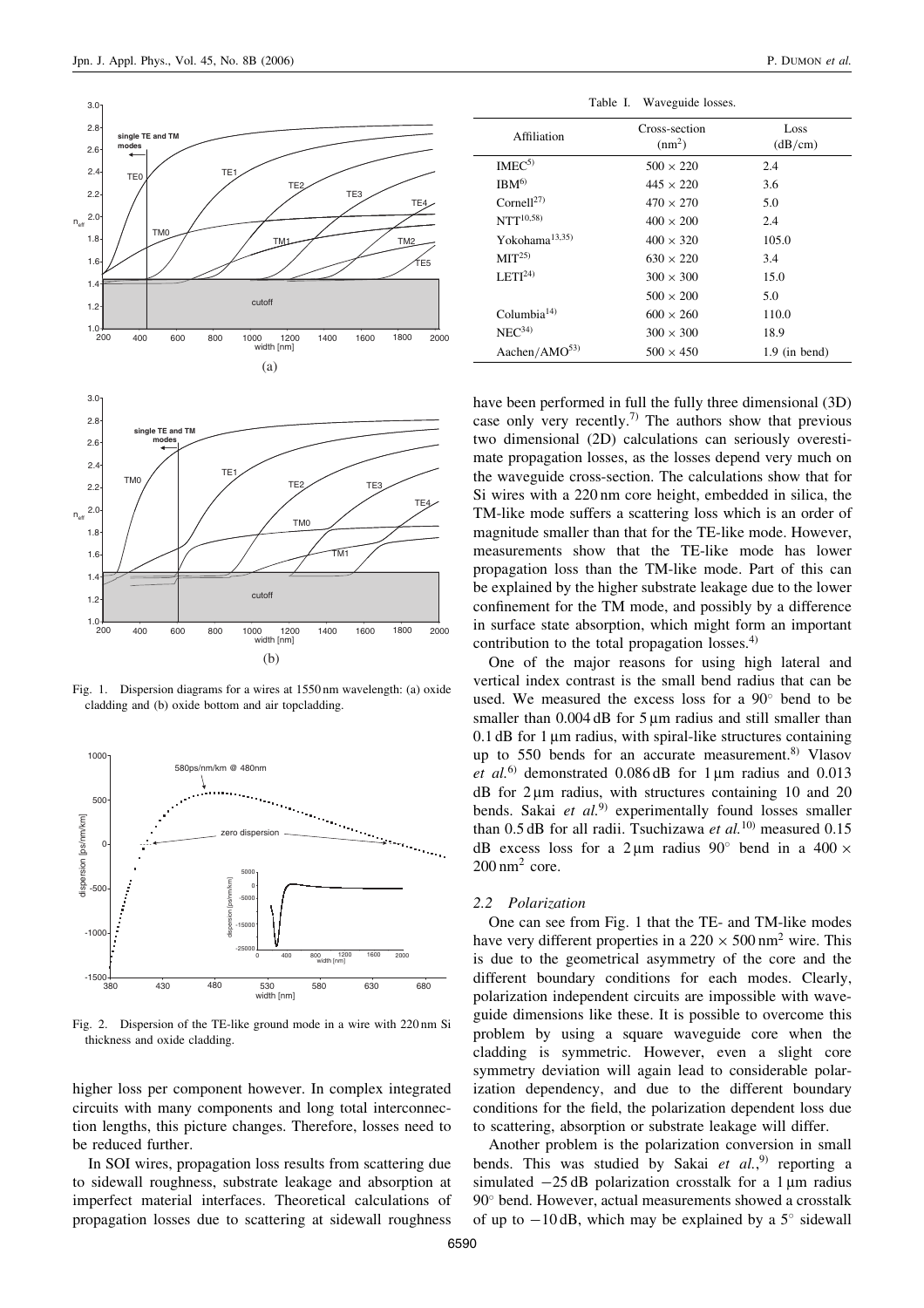Fig. 1. Dispersion diagrams for a wires at 1550 nm wavelength: (a) oxide cladding and (b) oxide bottom and air topcladding.

Fig. 2. Dispersion of the TE-like ground mode in a wire with 220 nm Si thickness and oxide cladding.

higher loss per component however. In complex integrated circuits with many components and long total interconnection lengths, this picture changes. Therefore, losses need to be reduced further.

In SOI wires, propagation loss results from scattering due to sidewall roughness, substrate leakage and absorption at imperfect material interfaces. Theoretical calculations of propagation losses due to scattering at sidewall roughness

Table I. Waveguide losses.

| Affiliation | Cross-section ($nm^2$) | Loss (dB/cm) |
|---|---|---|
| IMEC[5] | $500 \times 220$ | 2.4 |
| IBM[6] | $445 \times 220$ | 3.6 |
| Cornell[27] | $470 \times 270$ | 5.0 |
| NTT[10,58] | $400 \times 200$ | 2.4 |
| Yokohama[13,35] | $400 \times 320$ | 105.0 |
| MIT[25] | $630 \times 220$ | 3.4 |
| LETI[24] | $300 \times 300$ | 15.0 |
| | $500 \times 200$ | 5.0 |
| Columbia[14] | $600 \times 260$ | 110.0 |
| NEC[34] | $300 \times 300$ | 18.9 |
| Aachen/AMO[53] | $500 \times 450$ | 1.9 (in bend) |

have been performed in full the fully three dimensional (3D) case only very recently.[7] The authors show that previous two dimensional (2D) calculations can seriously overestimate propagation losses, as the losses depend very much on the waveguide cross-section. The calculations show that for Si wires with a 220 nm core height, embedded in silica, the TM-like mode suffers a scattering loss which is an order of magnitude smaller than that for the TE-like mode. However, measurements show that the TE-like mode has lower propagation loss than the TM-like mode. Part of this can be explained by the higher substrate leakage due to the lower confinement for the TM mode, and possibly by a difference in surface state absorption, which might form an important contribution to the total propagation losses.[4]

One of the major reasons for using high lateral and vertical index contrast is the small bend radius that can be used. We measured the excess loss for a 90° bend to be smaller than 0.004 dB for 5 µm radius and still smaller than 0.1 dB for 1 µm radius, with spiral-like structures containing up to 550 bends for an accurate measurement.[8] Vlasov *et al.*[6] demonstrated 0.086 dB for 1 µm radius and 0.013 dB for 2 µm radius, with structures containing 10 and 20 bends. Sakai *et al.*[9] experimentally found losses smaller than 0.5 dB for all radii. Tsuchizawa *et al.*[10] measured 0.15 dB excess loss for a 2 µm radius 90° bend in a $400 \times 200\,nm^2$ core.

### 2.2 Polarization

One can see from Fig. 1 that the TE- and TM-like modes have very different properties in a $220 \times 500\,nm^2$ wire. This is due to the geometrical asymmetry of the core and the different boundary conditions for each modes. Clearly, polarization independent circuits are impossible with waveguide dimensions like these. It is possible to overcome this problem by using a square waveguide core when the cladding is symmetric. However, even a slight core symmetry deviation will again lead to considerable polarization dependency, and due to the different boundary conditions for the field, the polarization dependent loss due to scattering, absorption or substrate leakage will differ.

Another problem is the polarization conversion in small bends. This was studied by Sakai *et al.*,[9] reporting a simulated −25 dB polarization crosstalk for a 1 µm radius 90° bend. However, actual measurements showed a crosstalk of up to −10 dB, which may be explained by a 5° sidewall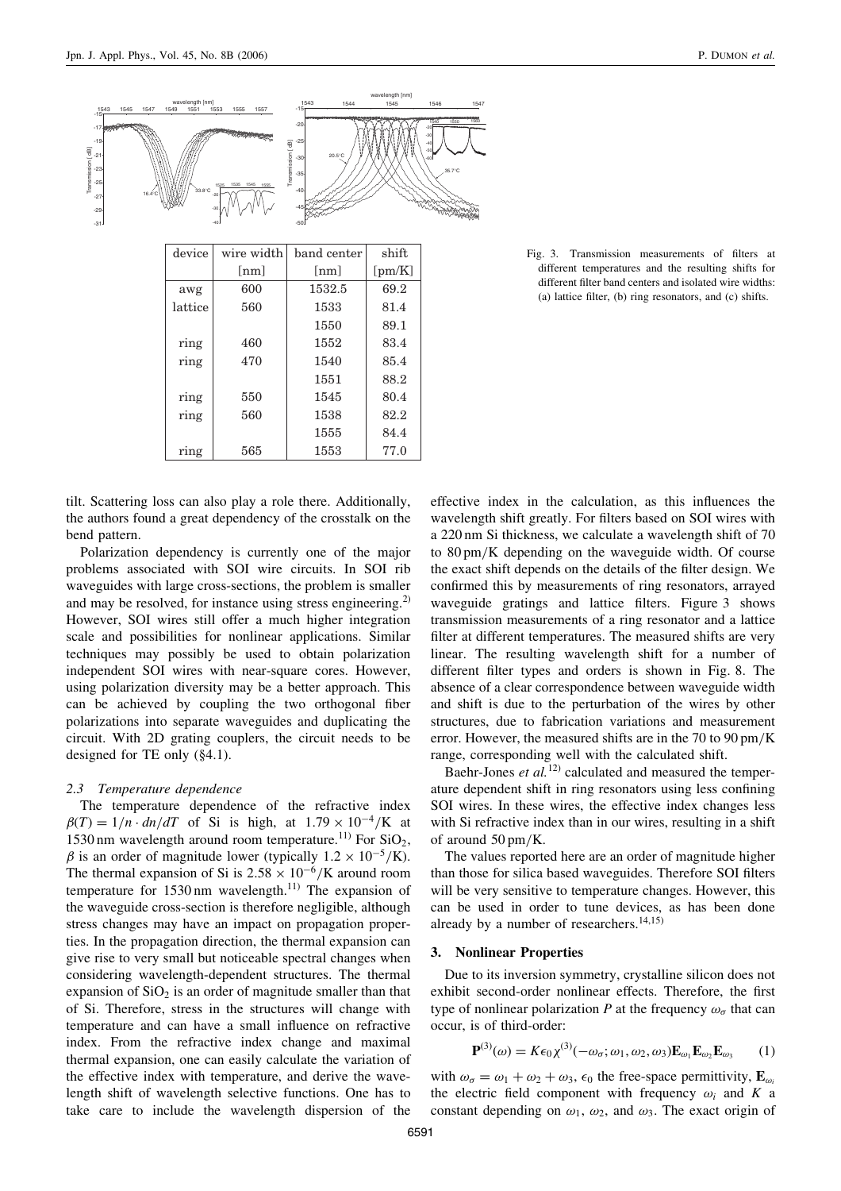| device | wire width [nm] | band center [nm] | shift [pm/K] |
|---|---|---|---|
| awg | 600 | 1532.5 | 69.2 |
| lattice | 560 | 1533 | 81.4 |
| | | 1550 | 89.1 |
| ring | 460 | 1552 | 83.4 |
| ring | 470 | 1540 | 85.4 |
| | | 1551 | 88.2 |
| ring | 550 | 1545 | 80.4 |
| ring | 560 | 1538 | 82.2 |
| | | 1555 | 84.4 |
| ring | 565 | 1553 | 77.0 |

Fig. 3. Transmission measurements of filters at different temperatures and the resulting shifts for different filter band centers and isolated wire widths: (a) lattice filter, (b) ring resonators, and (c) shifts.

tilt. Scattering loss can also play a role there. Additionally, the authors found a great dependency of the crosstalk on the bend pattern.

Polarization dependency is currently one of the major problems associated with SOI wire circuits. In SOI rib waveguides with large cross-sections, the problem is smaller and may be resolved, for instance using stress engineering.[2] However, SOI wires still offer a much higher integration scale and possibilities for nonlinear applications. Similar techniques may possibly be used to obtain polarization independent SOI wires with near-square cores. However, using polarization diversity may be a better approach. This can be achieved by coupling the two orthogonal fiber polarizations into separate waveguides and duplicating the circuit. With 2D grating couplers, the circuit needs to be designed for TE only (§4.1).

### 2.3 Temperature dependence

The temperature dependence of the refractive index $\beta(T) = 1/n \cdot dn/dT$ of Si is high, at $1.79 \times 10^{-4}$/K at 1530 nm wavelength around room temperature.[11] For $SiO_2$, $\beta$ is an order of magnitude lower (typically $1.2 \times 10^{-5}$/K). The thermal expansion of Si is $2.58 \times 10^{-6}$/K around room temperature for 1530 nm wavelength.[11] The expansion of the waveguide cross-section is therefore negligible, although stress changes may have an impact on propagation properties. In the propagation direction, the thermal expansion can give rise to very small but noticeable spectral changes when considering wavelength-dependent structures. The thermal expansion of $SiO_2$ is an order of magnitude smaller than that of Si. Therefore, stress in the structures will change with temperature and can have a small influence on refractive index. From the refractive index change and maximal thermal expansion, one can easily calculate the variation of the effective index with temperature, and derive the wavelength shift of wavelength selective functions. One has to take care to include the wavelength dispersion of the effective index in the calculation, as this influences the wavelength shift greatly. For filters based on SOI wires with a 220 nm Si thickness, we calculate a wavelength shift of 70 to 80 pm/K depending on the waveguide width. Of course the exact shift depends on the details of the filter design. We confirmed this by measurements of ring resonators, arrayed waveguide gratings and lattice filters. Figure 3 shows transmission measurements of a ring resonator and a lattice filter at different temperatures. The measured shifts are very linear. The resulting wavelength shift for a number of different filter types and orders is shown in Fig. 8. The absence of a clear correspondence between waveguide width and shift is due to the perturbation of the wires by other structures, due to fabrication variations and measurement error. However, the measured shifts are in the 70 to 90 pm/K range, corresponding well with the calculated shift.

Baehr-Jones *et al.*[12] calculated and measured the temperature dependent shift in ring resonators using less confining SOI wires. In these wires, the effective index changes less with Si refractive index than in our wires, resulting in a shift of around 50 pm/K.

The values reported here are an order of magnitude higher than those for silica based waveguides. Therefore SOI filters will be very sensitive to temperature changes. However, this can be used in order to tune devices, as has been done already by a number of researchers.[14,15]

## 3. Nonlinear Properties

Due to its inversion symmetry, crystalline silicon does not exhibit second-order nonlinear effects. Therefore, the first type of nonlinear polarization $P$ at the frequency $\omega_\sigma$ that can occur, is of third-order:

$$\mathbf{P}^{(3)}(\omega) = K\epsilon_0\chi^{(3)}(-\omega_\sigma;\omega_1,\omega_2,\omega_3)\mathbf{E}_{\omega_1}\mathbf{E}_{\omega_2}\mathbf{E}_{\omega_3} \quad (1)$$

with $\omega_\sigma = \omega_1 + \omega_2 + \omega_3$, $\epsilon_0$ the free-space permittivity, $\mathbf{E}_{\omega_i}$ the electric field component with frequency $\omega_i$ and $K$ a constant depending on $\omega_1$, $\omega_2$, and $\omega_3$. The exact origin of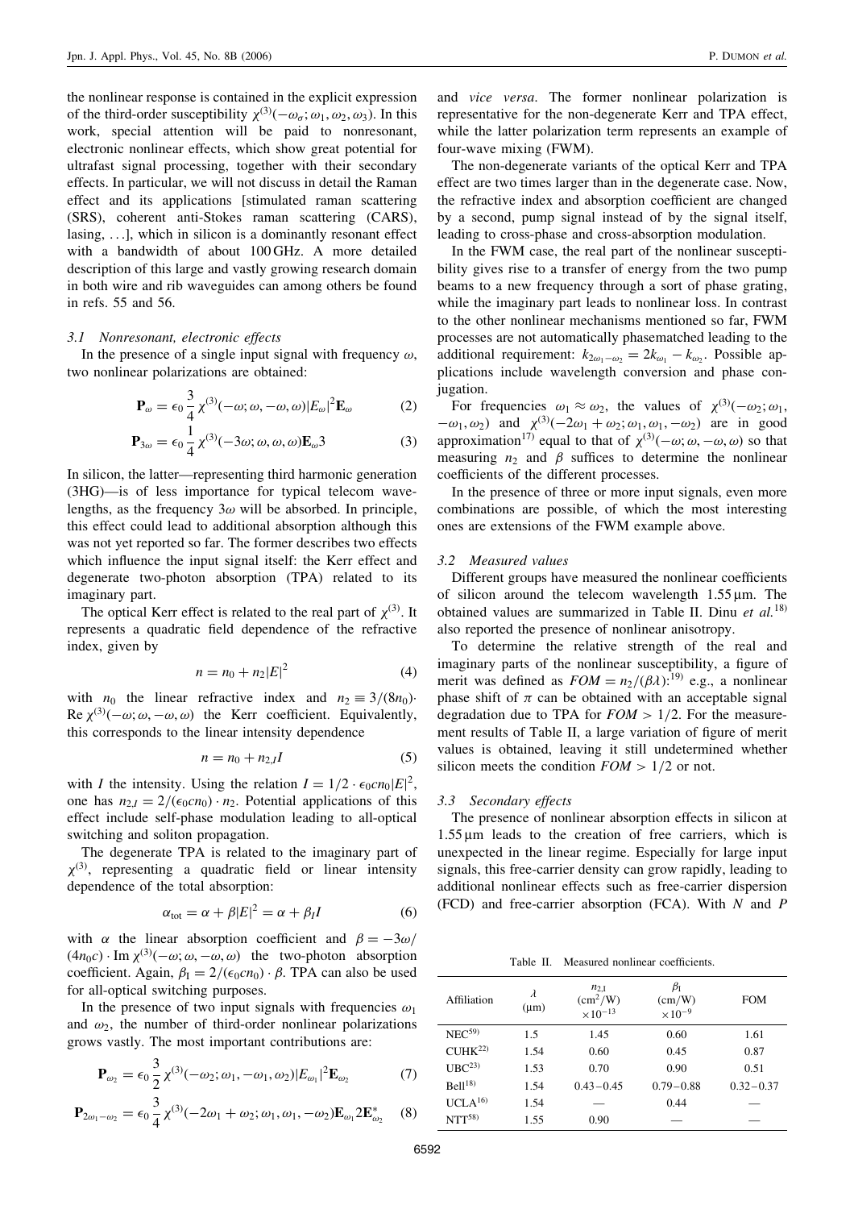the nonlinear response is contained in the explicit expression of the third-order susceptibility $\chi^{(3)}(-\omega_\sigma; \omega_1, \omega_2, \omega_3)$. In this work, special attention will be paid to nonresonant, electronic nonlinear effects, which show great potential for ultrafast signal processing, together with their secondary effects. In particular, we will not discuss in detail the Raman effect and its applications [stimulated raman scattering (SRS), coherent anti-Stokes raman scattering (CARS), lasing, ...], which in silicon is a dominantly resonant effect with a bandwidth of about 100 GHz. A more detailed description of this large and vastly growing research domain in both wire and rib waveguides can among others be found in refs. 55 and 56.

### 3.1 Nonresonant, electronic effects

In the presence of a single input signal with frequency $\omega$, two nonlinear polarizations are obtained:

$$\mathbf{P}_\omega = \epsilon_0 \frac{3}{4} \chi^{(3)}(-\omega; \omega, -\omega, \omega) |E_\omega|^2 \mathbf{E}_\omega \tag{2}$$

$$\mathbf{P}_{3\omega} = \epsilon_0 \frac{1}{4} \chi^{(3)}(-3\omega; \omega, \omega, \omega) \mathbf{E}_\omega 3 \tag{3}$$

In silicon, the latter—representing third harmonic generation (3HG)—is of less importance for typical telecom wavelengths, as the frequency $3\omega$ will be absorbed. In principle, this effect could lead to additional absorption although this was not yet reported so far. The former describes two effects which influence the input signal itself: the Kerr effect and degenerate two-photon absorption (TPA) related to its imaginary part.

The optical Kerr effect is related to the real part of $\chi^{(3)}$. It represents a quadratic field dependence of the refractive index, given by

$$n = n_0 + n_2 |E|^2 \tag{4}$$

with $n_0$ the linear refractive index and $n_2 \equiv 3/(8n_0) \cdot \mathrm{Re}\, \chi^{(3)}(-\omega; \omega, -\omega, \omega)$ the Kerr coefficient. Equivalently, this corresponds to the linear intensity dependence

$$n = n_0 + n_{2,I} I \tag{5}$$

with $I$ the intensity. Using the relation $I = 1/2 \cdot \epsilon_0 c n_0 |E|^2$, one has $n_{2,I} = 2/(\epsilon_0 c n_0) \cdot n_2$. Potential applications of this effect include self-phase modulation leading to all-optical switching and soliton propagation.

The degenerate TPA is related to the imaginary part of $\chi^{(3)}$, representing a quadratic field or linear intensity dependence of the total absorption:

$$\alpha_{\mathrm{tot}} = \alpha + \beta |E|^2 = \alpha + \beta_I I \tag{6}$$

with $\alpha$ the linear absorption coefficient and $\beta = -3\omega/(4n_0 c) \cdot \mathrm{Im}\, \chi^{(3)}(-\omega; \omega, -\omega, \omega)$ the two-photon absorption coefficient. Again, $\beta_I = 2/(\epsilon_0 c n_0) \cdot \beta$. TPA can also be used for all-optical switching purposes.

In the presence of two input signals with frequencies $\omega_1$ and $\omega_2$, the number of third-order nonlinear polarizations grows vastly. The most important contributions are:

$$\mathbf{P}_{\omega_2} = \epsilon_0 \frac{3}{2} \chi^{(3)}(-\omega_2; \omega_1, -\omega_1, \omega_2) |E_{\omega_1}|^2 \mathbf{E}_{\omega_2} \tag{7}$$

$$\mathbf{P}_{2\omega_1 - \omega_2} = \epsilon_0 \frac{3}{4} \chi^{(3)}(-2\omega_1 + \omega_2; \omega_1, \omega_1, -\omega_2) \mathbf{E}_{\omega_1} 2 \mathbf{E}^*_{\omega_2} \tag{8}$$

and *vice versa*. The former nonlinear polarization is representative for the non-degenerate Kerr and TPA effect, while the latter polarization term represents an example of four-wave mixing (FWM).

The non-degenerate variants of the optical Kerr and TPA effect are two times larger than in the degenerate case. Now, the refractive index and absorption coefficient are changed by a second, pump signal instead of by the signal itself, leading to cross-phase and cross-absorption modulation.

In the FWM case, the real part of the nonlinear susceptibility gives rise to a transfer of energy from the two pump beams to a new frequency through a sort of phase grating, while the imaginary part leads to nonlinear loss. In contrast to the other nonlinear mechanisms mentioned so far, FWM processes are not automatically phasematched leading to the additional requirement: $k_{2\omega_1 - \omega_2} = 2k_{\omega_1} - k_{\omega_2}$. Possible applications include wavelength conversion and phase conjugation.

For frequencies $\omega_1 \approx \omega_2$, the values of $\chi^{(3)}(-\omega_2; \omega_1, -\omega_1, \omega_2)$ and $\chi^{(3)}(-2\omega_1 + \omega_2; \omega_1, \omega_1, -\omega_2)$ are in good approximation[17] equal to that of $\chi^{(3)}(-\omega; \omega, -\omega, \omega)$ so that measuring $n_2$ and $\beta$ suffices to determine the nonlinear coefficients of the different processes.

In the presence of three or more input signals, even more combinations are possible, of which the most interesting ones are extensions of the FWM example above.

### 3.2 Measured values

Different groups have measured the nonlinear coefficients of silicon around the telecom wavelength 1.55 μm. The obtained values are summarized in Table II. Dinu *et al.*[18] also reported the presence of nonlinear anisotropy.

To determine the relative strength of the real and imaginary parts of the nonlinear susceptibility, a figure of merit was defined as $FOM = n_2/(\beta\lambda)$:[19] e.g., a nonlinear phase shift of $\pi$ can be obtained with an acceptable signal degradation due to TPA for $FOM > 1/2$. For the measurement results of Table II, a large variation of figure of merit values is obtained, leaving it still undetermined whether silicon meets the condition $FOM > 1/2$ or not.

### 3.3 Secondary effects

The presence of nonlinear absorption effects in silicon at 1.55 μm leads to the creation of free carriers, which is unexpected in the linear regime. Especially for large input signals, this free-carrier density can grow rapidly, leading to additional nonlinear effects such as free-carrier dispersion (FCD) and free-carrier absorption (FCA). With $N$ and $P$

Table II. Measured nonlinear coefficients.

| Affiliation | $\lambda$ (μm) | $n_{2,I}$ (cm$^2$/W) $\times 10^{-13}$ | $\beta_I$ (cm/W) $\times 10^{-9}$ | FOM |
|---|---|---|---|---|
| NEC[59] | 1.5 | 1.45 | 0.60 | 1.61 |
| CUHK[22] | 1.54 | 0.60 | 0.45 | 0.87 |
| UBC[23] | 1.53 | 0.70 | 0.90 | 0.51 |
| Bell[18] | 1.54 | 0.43–0.45 | 0.79–0.88 | 0.32–0.37 |
| UCLA[16] | 1.54 | — | 0.44 | — |
| NTT[58] | 1.55 | 0.90 | — | — |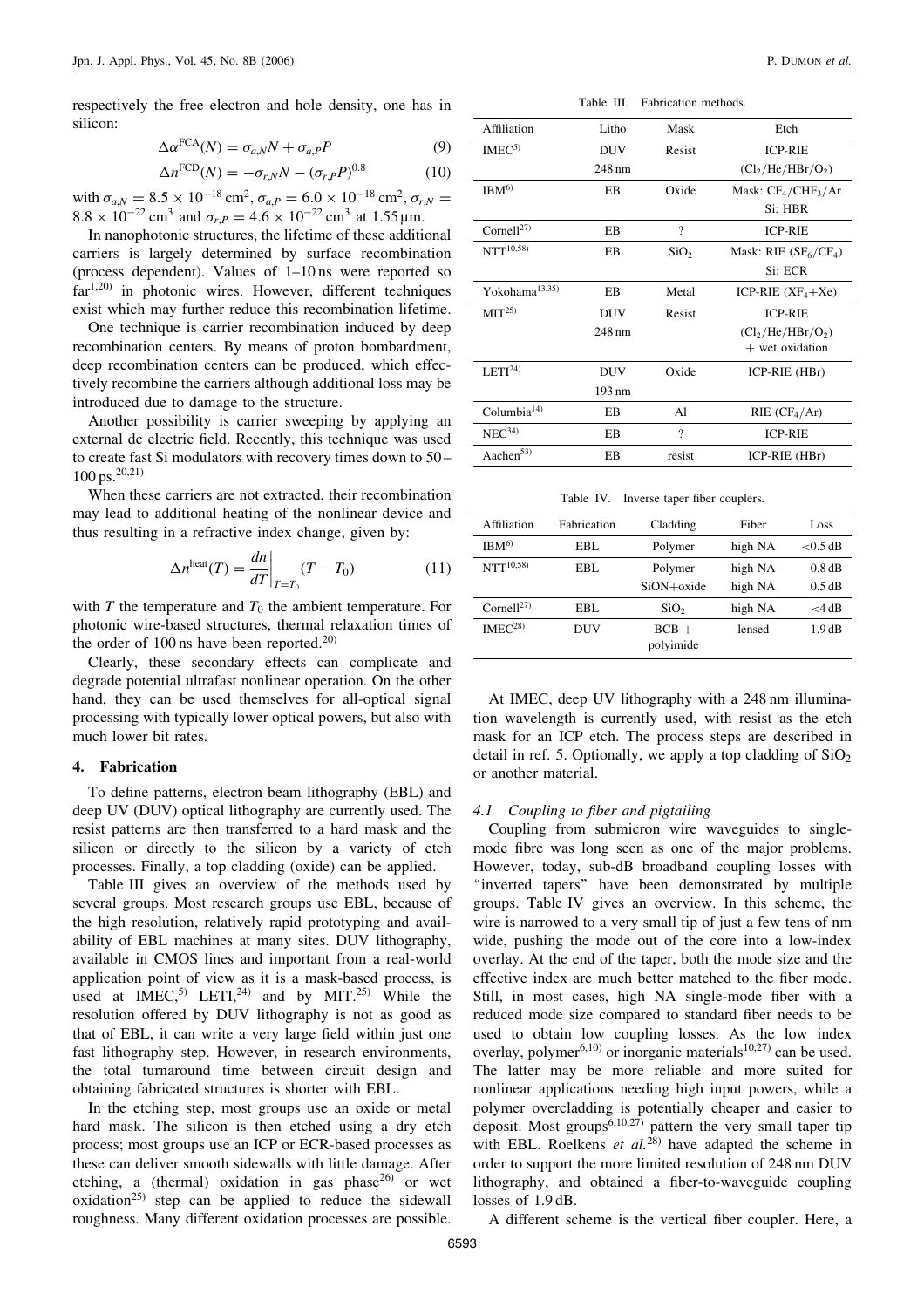respectively the free electron and hole density, one has in silicon:

$$\Delta\alpha^{\mathrm{FCA}}(N) = \sigma_{a,N}N + \sigma_{a,P}P \tag{9}$$

$$\Delta n^{\mathrm{FCD}}(N) = -\sigma_{r,N}N - (\sigma_{r,P}P)^{0.8} \tag{10}$$

with $\sigma_{a,N} = 8.5 \times 10^{-18}\,\mathrm{cm}^2$, $\sigma_{a,P} = 6.0 \times 10^{-18}\,\mathrm{cm}^2$, $\sigma_{r,N} = 8.8 \times 10^{-22}\,\mathrm{cm}^3$ and $\sigma_{r,P} = 4.6 \times 10^{-22}\,\mathrm{cm}^3$ at $1.55\,\mu\mathrm{m}$.

In nanophotonic structures, the lifetime of these additional carriers is largely determined by surface recombination (process dependent). Values of 1–10 ns were reported so far[1,20] in photonic wires. However, different techniques exist which may further reduce this recombination lifetime.

One technique is carrier recombination induced by deep recombination centers. By means of proton bombardment, deep recombination centers can be produced, which effectively recombine the carriers although additional loss may be introduced due to damage to the structure.

Another possibility is carrier sweeping by applying an external dc electric field. Recently, this technique was used to create fast Si modulators with recovery times down to 50–100 ps.[20,21]

When these carriers are not extracted, their recombination may lead to additional heating of the nonlinear device and thus resulting in a refractive index change, given by:

$$\Delta n^{\mathrm{heat}}(T) = \left.\frac{dn}{dT}\right|_{T=T_0}(T - T_0) \tag{11}$$

with $T$ the temperature and $T_0$ the ambient temperature. For photonic wire-based structures, thermal relaxation times of the order of 100 ns have been reported.[20]

Clearly, these secondary effects can complicate and degrade potential ultrafast nonlinear operation. On the other hand, they can be used themselves for all-optical signal processing with typically lower optical powers, but also with much lower bit rates.

## 4. Fabrication

To define patterns, electron beam lithography (EBL) and deep UV (DUV) optical lithography are currently used. The resist patterns are then transferred to a hard mask and the silicon or directly to the silicon by a variety of etch processes. Finally, a top cladding (oxide) can be applied.

Table III gives an overview of the methods used by several groups. Most research groups use EBL, because of the high resolution, relatively rapid prototyping and availability of EBL machines at many sites. DUV lithography, available in CMOS lines and important from a real-world application point of view as it is a mask-based process, is used at IMEC,[5] LETI,[24] and by MIT.[25] While the resolution offered by DUV lithography is not as good as that of EBL, it can write a very large field within just one fast lithography step. However, in research environments, the total turnaround time between circuit design and obtaining fabricated structures is shorter with EBL.

In the etching step, most groups use an oxide or metal hard mask. The silicon is then etched using a dry etch process; most groups use an ICP or ECR-based processes as these can deliver smooth sidewalls with little damage. After etching, a (thermal) oxidation in gas phase[26] or wet oxidation[25] step can be applied to reduce the sidewall roughness. Many different oxidation processes are possible.

Table III. Fabrication methods.

| Affiliation | Litho | Mask | Etch |
|---|---|---|---|
| IMEC[5] | DUV 248 nm | Resist | ICP-RIE ($Cl_2$/He/HBr/$O_2$) |
| IBM[6] | EB | Oxide | Mask: $CF_4$/$CHF_3$/Ar Si: HBR |
| Cornell[27] | EB | ? | ICP-RIE |
| NTT[10,58] | EB | $SiO_2$ | Mask: RIE ($SF_6$/$CF_4$) Si: ECR |
| Yokohama[13,35] | EB | Metal | ICP-RIE ($XF_4$+Xe) |
| MIT[25] | DUV 248 nm | Resist | ICP-RIE ($Cl_2$/He/HBr/$O_2$) + wet oxidation |
| LETI[24] | DUV 193 nm | Oxide | ICP-RIE (HBr) |
| Columbia[14] | EB | Al | RIE ($CF_4$/Ar) |
| NEC[34] | EB | ? | ICP-RIE |
| Aachen[53] | EB | resist | ICP-RIE (HBr) |

Table IV. Inverse taper fiber couplers.

| Affiliation | Fabrication | Cladding | Fiber | Loss |
|---|---|---|---|---|
| IBM[6] | EBL | Polymer | high NA | <0.5 dB |
| NTT[10,58] | EBL | Polymer | high NA | 0.8 dB |
| | | SiON+oxide | high NA | 0.5 dB |
| Cornell[27] | EBL | $SiO_2$ | high NA | <4 dB |
| IMEC[28] | DUV | BCB + polyimide | lensed | 1.9 dB |

At IMEC, deep UV lithography with a 248 nm illumination wavelength is currently used, with resist as the etch mask for an ICP etch. The process steps are described in detail in ref. 5. Optionally, we apply a top cladding of $SiO_2$ or another material.

### 4.1 Coupling to fiber and pigtailing

Coupling from submicron wire waveguides to single-mode fibre was long seen as one of the major problems. However, today, sub-dB broadband coupling losses with "inverted tapers" have been demonstrated by multiple groups. Table IV gives an overview. In this scheme, the wire is narrowed to a very small tip of just a few tens of nm wide, pushing the mode out of the core into a low-index overlay. At the end of the taper, both the mode size and the effective index are much better matched to the fiber mode. Still, in most cases, high NA single-mode fiber with a reduced mode size compared to standard fiber needs to be used to obtain low coupling losses. As the low index overlay, polymer[6,10] or inorganic materials[10,27] can be used. The latter may be more reliable and more suited for nonlinear applications needing high input powers, while a polymer overcladding is potentially cheaper and easier to deposit. Most groups[6,10,27] pattern the very small taper tip with EBL. Roelkens *et al.*[28] have adapted the scheme in order to support the more limited resolution of 248 nm DUV lithography, and obtained a fiber-to-waveguide coupling losses of 1.9 dB.

A different scheme is the vertical fiber coupler. Here, a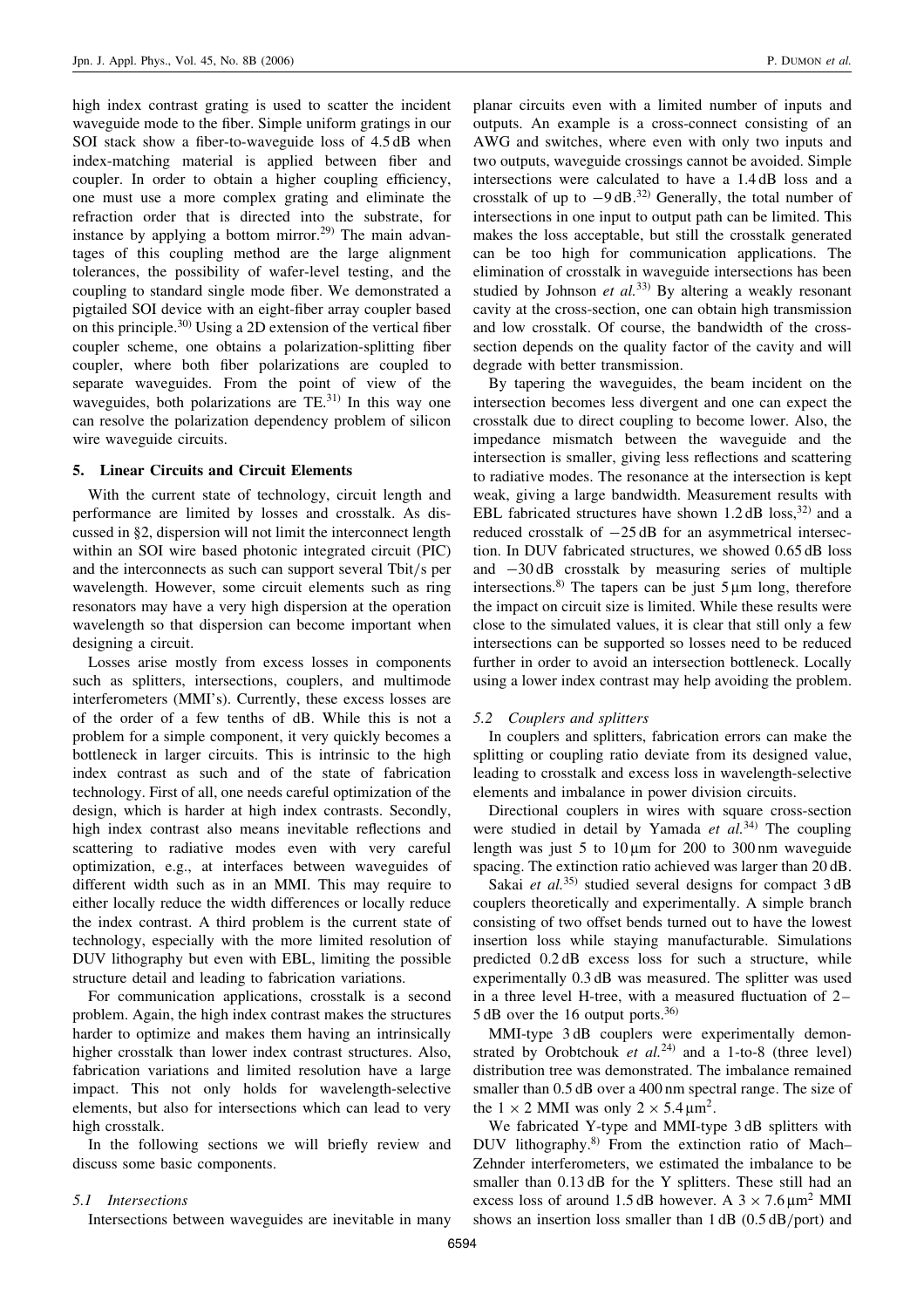high index contrast grating is used to scatter the incident waveguide mode to the fiber. Simple uniform gratings in our SOI stack show a fiber-to-waveguide loss of 4.5 dB when index-matching material is applied between fiber and coupler. In order to obtain a higher coupling efficiency, one must use a more complex grating and eliminate the refraction order that is directed into the substrate, for instance by applying a bottom mirror.[29] The main advantages of this coupling method are the large alignment tolerances, the possibility of wafer-level testing, and the coupling to standard single mode fiber. We demonstrated a pigtailed SOI device with an eight-fiber array coupler based on this principle.[30] Using a 2D extension of the vertical fiber coupler scheme, one obtains a polarization-splitting fiber coupler, where both fiber polarizations are coupled to separate waveguides. From the point of view of the waveguides, both polarizations are TE.[31] In this way one can resolve the polarization dependency problem of silicon wire waveguide circuits.

## 5. Linear Circuits and Circuit Elements

With the current state of technology, circuit length and performance are limited by losses and crosstalk. As discussed in §2, dispersion will not limit the interconnect length within an SOI wire based photonic integrated circuit (PIC) and the interconnects as such can support several Tbit/s per wavelength. However, some circuit elements such as ring resonators may have a very high dispersion at the operation wavelength so that dispersion can become important when designing a circuit.

Losses arise mostly from excess losses in components such as splitters, intersections, couplers, and multimode interferometers (MMI's). Currently, these excess losses are of the order of a few tenths of dB. While this is not a problem for a simple component, it very quickly becomes a bottleneck in larger circuits. This is intrinsic to the high index contrast as such and of the state of fabrication technology. First of all, one needs careful optimization of the design, which is harder at high index contrasts. Secondly, high index contrast also means inevitable reflections and scattering to radiative modes even with very careful optimization, e.g., at interfaces between waveguides of different width such as in an MMI. This may require to either locally reduce the width differences or locally reduce the index contrast. A third problem is the current state of technology, especially with the more limited resolution of DUV lithography but even with EBL, limiting the possible structure detail and leading to fabrication variations.

For communication applications, crosstalk is a second problem. Again, the high index contrast makes the structures harder to optimize and makes them having an intrinsically higher crosstalk than lower index contrast structures. Also, fabrication variations and limited resolution have a large impact. This not only holds for wavelength-selective elements, but also for intersections which can lead to very high crosstalk.

In the following sections we will briefly review and discuss some basic components.

### 5.1 Intersections

Intersections between waveguides are inevitable in many planar circuits even with a limited number of inputs and outputs. An example is a cross-connect consisting of an AWG and switches, where even with only two inputs and two outputs, waveguide crossings cannot be avoided. Simple intersections were calculated to have a 1.4 dB loss and a crosstalk of up to −9 dB.[32] Generally, the total number of intersections in one input to output path can be limited. This makes the loss acceptable, but still the crosstalk generated can be too high for communication applications. The elimination of crosstalk in waveguide intersections has been studied by Johnson *et al.*[33] By altering a weakly resonant cavity at the cross-section, one can obtain high transmission and low crosstalk. Of course, the bandwidth of the cross-section depends on the quality factor of the cavity and will degrade with better transmission.

By tapering the waveguides, the beam incident on the intersection becomes less divergent and one can expect the crosstalk due to direct coupling to become lower. Also, the impedance mismatch between the waveguide and the intersection is smaller, giving less reflections and scattering to radiative modes. The resonance at the intersection is kept weak, giving a large bandwidth. Measurement results with EBL fabricated structures have shown 1.2 dB loss,[32] and a reduced crosstalk of −25 dB for an asymmetrical intersection. In DUV fabricated structures, we showed 0.65 dB loss and −30 dB crosstalk by measuring series of multiple intersections.[8] The tapers can be just 5 μm long, therefore the impact on circuit size is limited. While these results were close to the simulated values, it is clear that still only a few intersections can be supported so losses need to be reduced further in order to avoid an intersection bottleneck. Locally using a lower index contrast may help avoiding the problem.

### 5.2 Couplers and splitters

In couplers and splitters, fabrication errors can make the splitting or coupling ratio deviate from its designed value, leading to crosstalk and excess loss in wavelength-selective elements and imbalance in power division circuits.

Directional couplers in wires with square cross-section were studied in detail by Yamada *et al.*[34] The coupling length was just 5 to 10 μm for 200 to 300 nm waveguide spacing. The extinction ratio achieved was larger than 20 dB.

Sakai *et al.*[35] studied several designs for compact 3 dB couplers theoretically and experimentally. A simple branch consisting of two offset bends turned out to have the lowest insertion loss while staying manufacturable. Simulations predicted 0.2 dB excess loss for such a structure, while experimentally 0.3 dB was measured. The splitter was used in a three level H-tree, with a measured fluctuation of 2–5 dB over the 16 output ports.[36]

MMI-type 3 dB couplers were experimentally demonstrated by Orobtchouk *et al.*[24] and a 1-to-8 (three level) distribution tree was demonstrated. The imbalance remained smaller than 0.5 dB over a 400 nm spectral range. The size of the $1 \times 2$ MMI was only $2 \times 5.4\,\mu m^2$.

We fabricated Y-type and MMI-type 3 dB splitters with DUV lithography.[8] From the extinction ratio of Mach–Zehnder interferometers, we estimated the imbalance to be smaller than 0.13 dB for the Y splitters. These still had an excess loss of around 1.5 dB however. A $3 \times 7.6\,\mu m^2$ MMI shows an insertion loss smaller than 1 dB (0.5 dB/port) and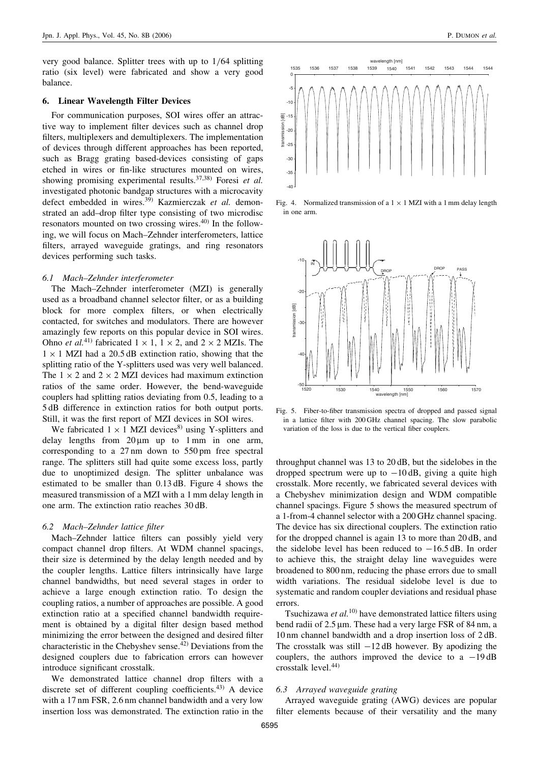very good balance. Splitter trees with up to 1/64 splitting ratio (six level) were fabricated and show a very good balance.

## 6. Linear Wavelength Filter Devices

For communication purposes, SOI wires offer an attractive way to implement filter devices such as channel drop filters, multiplexers and demultiplexers. The implementation of devices through different approaches has been reported, such as Bragg grating based-devices consisting of gaps etched in wires or fin-like structures mounted on wires, showing promising experimental results.[37,38] Foresi *et al.* investigated photonic bandgap structures with a microcavity defect embedded in wires.[39] Kazmierczak *et al.* demonstrated an add–drop filter type consisting of two microdisc resonators mounted on two crossing wires.[40] In the following, we will focus on Mach–Zehnder interferometers, lattice filters, arrayed waveguide gratings, and ring resonators devices performing such tasks.

### 6.1 Mach–Zehnder interferometer

The Mach–Zehnder interferometer (MZI) is generally used as a broadband channel selector filter, or as a building block for more complex filters, or when electrically contacted, for switches and modulators. There are however amazingly few reports on this popular device in SOI wires. Ohno *et al.*[41] fabricated $1 \times 1$, $1 \times 2$, and $2 \times 2$ MZIs. The $1 \times 1$ MZI had a 20.5 dB extinction ratio, showing that the splitting ratio of the Y-splitters used was very well balanced. The $1 \times 2$ and $2 \times 2$ MZI devices had maximum extinction ratios of the same order. However, the bend-waveguide couplers had splitting ratios deviating from 0.5, leading to a 5 dB difference in extinction ratios for both output ports. Still, it was the first report of MZI devices in SOI wires.

We fabricated $1 \times 1$ MZI devices[8] using Y-splitters and delay lengths from 20 μm up to 1 mm in one arm, corresponding to a 27 nm down to 550 pm free spectral range. The splitters still had quite some excess loss, partly due to unoptimized design. The splitter unbalance was estimated to be smaller than 0.13 dB. Figure 4 shows the measured transmission of a MZI with a 1 mm delay length in one arm. The extinction ratio reaches 30 dB.

Fig. 4. Normalized transmission of a $1 \times 1$ MZI with a 1 mm delay length in one arm.

### 6.2 Mach–Zehnder lattice filter

Mach–Zehnder lattice filters can possibly yield very compact channel drop filters. At WDM channel spacings, their size is determined by the delay length needed and by the coupler lengths. Lattice filters intrinsically have large channel bandwidths, but need several stages in order to achieve a large enough extinction ratio. To design the coupling ratios, a number of approaches are possible. A good extinction ratio at a specified channel bandwidth requirement is obtained by a digital filter design based method minimizing the error between the designed and desired filter characteristic in the Chebyshev sense.[42] Deviations from the designed couplers due to fabrication errors can however introduce significant crosstalk.

We demonstrated lattice channel drop filters with a discrete set of different coupling coefficients.[43] A device with a 17 nm FSR, 2.6 nm channel bandwidth and a very low insertion loss was demonstrated. The extinction ratio in the throughput channel was 13 to 20 dB, but the sidelobes in the dropped spectrum were up to −10 dB, giving a quite high crosstalk. More recently, we fabricated several devices with a Chebyshev minimization design and WDM compatible channel spacings. Figure 5 shows the measured spectrum of a 1-from-4 channel selector with a 200 GHz channel spacing. The device has six directional couplers. The extinction ratio for the dropped channel is again 13 to more than 20 dB, and the sidelobe level has been reduced to −16.5 dB. In order to achieve this, the straight delay line waveguides were broadened to 800 nm, reducing the phase errors due to small width variations. The residual sidelobe level is due to systematic and random coupler deviations and residual phase errors.

Fig. 5. Fiber-to-fiber transmission spectra of dropped and passed signal in a lattice filter with 200 GHz channel spacing. The slow parabolic variation of the loss is due to the vertical fiber couplers.

Tsuchizawa *et al.*[10] have demonstrated lattice filters using bend radii of 2.5 μm. These had a very large FSR of 84 nm, a 10 nm channel bandwidth and a drop insertion loss of 2 dB. The crosstalk was still −12 dB however. By apodizing the couplers, the authors improved the device to a −19 dB crosstalk level.[44]

### 6.3 Arrayed waveguide grating

Arrayed waveguide grating (AWG) devices are popular filter elements because of their versatility and the many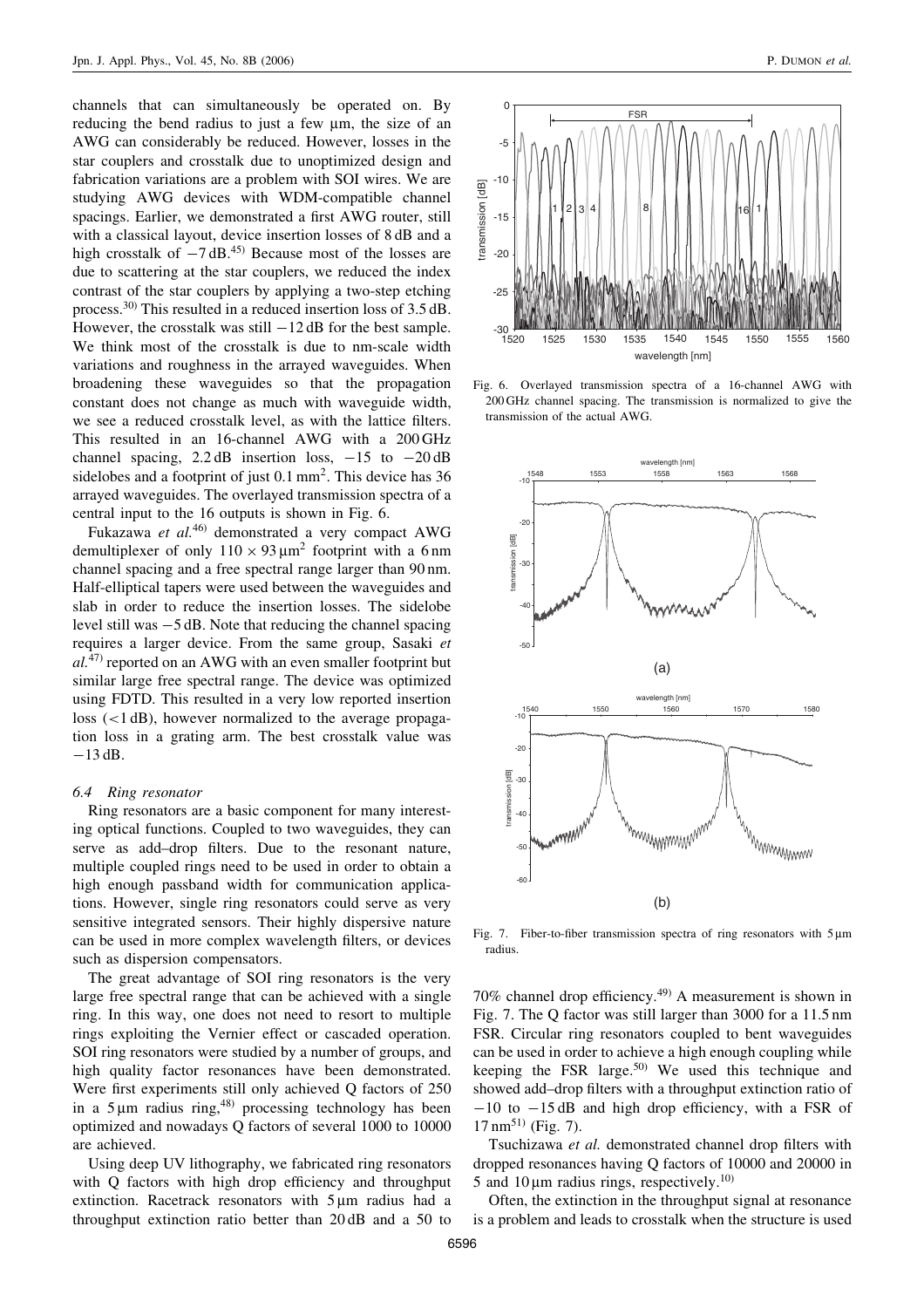channels that can simultaneously be operated on. By reducing the bend radius to just a few μm, the size of an AWG can considerably be reduced. However, losses in the star couplers and crosstalk due to unoptimized design and fabrication variations are a problem with SOI wires. We are studying AWG devices with WDM-compatible channel spacings. Earlier, we demonstrated a first AWG router, still with a classical layout, device insertion losses of 8 dB and a high crosstalk of −7 dB.[45] Because most of the losses are due to scattering at the star couplers, we reduced the index contrast of the star couplers by applying a two-step etching process.[30] This resulted in a reduced insertion loss of 3.5 dB. However, the crosstalk was still −12 dB for the best sample. We think most of the crosstalk is due to nm-scale width variations and roughness in the arrayed waveguides. When broadening these waveguides so that the propagation constant does not change as much with waveguide width, we see a reduced crosstalk level, as with the lattice filters. This resulted in an 16-channel AWG with a 200 GHz channel spacing, 2.2 dB insertion loss, −15 to −20 dB sidelobes and a footprint of just 0.1 mm$^2$. This device has 36 arrayed waveguides. The overlayed transmission spectra of a central input to the 16 outputs is shown in Fig. 6.

Fukazawa *et al.*[46] demonstrated a very compact AWG demultiplexer of only $110 \times 93\,\mu\text{m}^2$ footprint with a 6 nm channel spacing and a free spectral range larger than 90 nm. Half-elliptical tapers were used between the waveguides and slab in order to reduce the insertion losses. The sidelobe level still was −5 dB. Note that reducing the channel spacing requires a larger device. From the same group, Sasaki *et al.*[47] reported on an AWG with an even smaller footprint but similar large free spectral range. The device was optimized using FDTD. This resulted in a very low reported insertion loss (<1 dB), however normalized to the average propagation loss in a grating arm. The best crosstalk value was −13 dB.

### 6.4 Ring resonator

Ring resonators are a basic component for many interesting optical functions. Coupled to two waveguides, they can serve as add–drop filters. Due to the resonant nature, multiple coupled rings need to be used in order to obtain a high enough passband width for communication applications. However, single ring resonators could serve as very sensitive integrated sensors. Their highly dispersive nature can be used in more complex wavelength filters, or devices such as dispersion compensators.

The great advantage of SOI ring resonators is the very large free spectral range that can be achieved with a single ring. In this way, one does not need to resort to multiple rings exploiting the Vernier effect or cascaded operation. SOI ring resonators were studied by a number of groups, and high quality factor resonances have been demonstrated. Were first experiments still only achieved Q factors of 250 in a 5 μm radius ring,[48] processing technology has been optimized and nowadays Q factors of several 1000 to 10000 are achieved.

Using deep UV lithography, we fabricated ring resonators with Q factors with high drop efficiency and throughput extinction. Racetrack resonators with 5 μm radius had a throughput extinction ratio better than 20 dB and a 50 to 70% channel drop efficiency.[49] A measurement is shown in Fig. 7. The Q factor was still larger than 3000 for a 11.5 nm FSR. Circular ring resonators coupled to bent waveguides can be used in order to achieve a high enough coupling while keeping the FSR large.[50] We used this technique and showed add–drop filters with a throughput extinction ratio of −10 to −15 dB and high drop efficiency, with a FSR of 17 nm[51] (Fig. 7).

Tsuchizawa *et al.* demonstrated channel drop filters with dropped resonances having Q factors of 10000 and 20000 in 5 and 10 μm radius rings, respectively.[10]

Often, the extinction in the throughput signal at resonance is a problem and leads to crosstalk when the structure is used

Fig. 6. Overlayed transmission spectra of a 16-channel AWG with 200 GHz channel spacing. The transmission is normalized to give the transmission of the actual AWG.

Fig. 7. Fiber-to-fiber transmission spectra of ring resonators with 5 μm radius.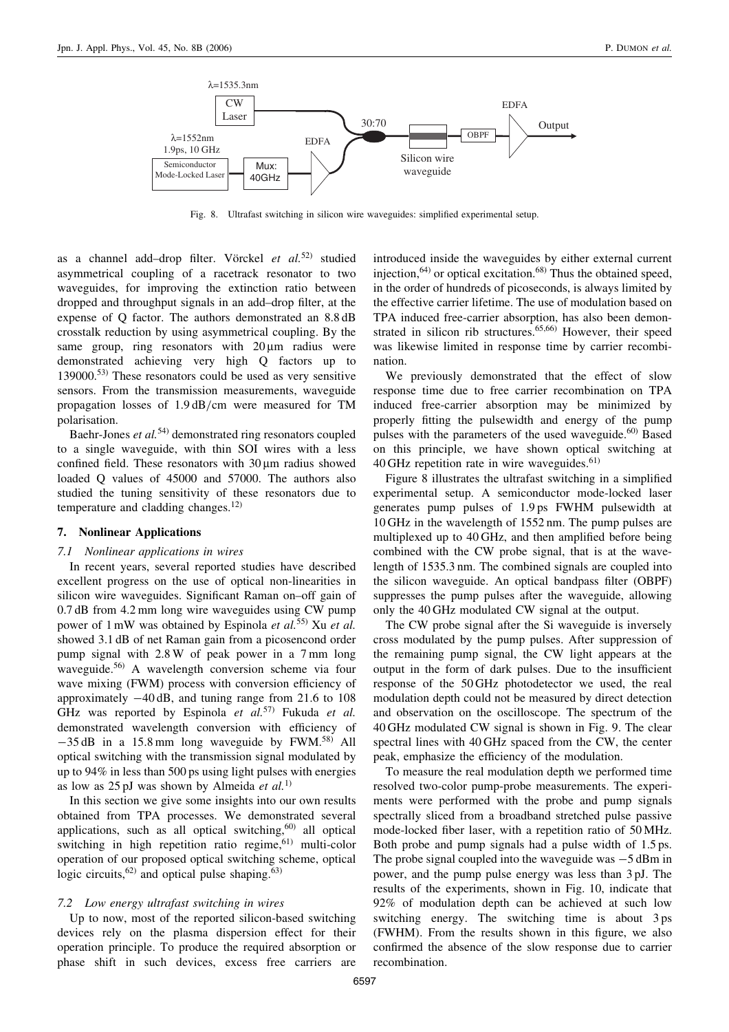Fig. 8. Ultrafast switching in silicon wire waveguides: simplified experimental setup.

as a channel add–drop filter. Vörckel *et al.*[52] studied asymmetrical coupling of a racetrack resonator to two waveguides, for improving the extinction ratio between dropped and throughput signals in an add–drop filter, at the expense of Q factor. The authors demonstrated an 8.8 dB crosstalk reduction by using asymmetrical coupling. By the same group, ring resonators with 20 μm radius were demonstrated achieving very high Q factors up to 139000.[53] These resonators could be used as very sensitive sensors. From the transmission measurements, waveguide propagation losses of 1.9 dB/cm were measured for TM polarisation.

Baehr-Jones *et al.*[54] demonstrated ring resonators coupled to a single waveguide, with thin SOI wires with a less confined field. These resonators with 30 μm radius showed loaded Q values of 45000 and 57000. The authors also studied the tuning sensitivity of these resonators due to temperature and cladding changes.[12]

## 7. Nonlinear Applications

### 7.1 Nonlinear applications in wires

In recent years, several reported studies have described excellent progress on the use of optical non-linearities in silicon wire waveguides. Significant Raman on–off gain of 0.7 dB from 4.2 mm long wire waveguides using CW pump power of 1 mW was obtained by Espinola *et al.*[55] Xu *et al.* showed 3.1 dB of net Raman gain from a picosencond order pump signal with 2.8 W of peak power in a 7 mm long waveguide.[56] A wavelength conversion scheme via four wave mixing (FWM) process with conversion efficiency of approximately −40 dB, and tuning range from 21.6 to 108 GHz was reported by Espinola *et al.*[57] Fukuda *et al.* demonstrated wavelength conversion with efficiency of −35 dB in a 15.8 mm long waveguide by FWM.[58] All optical switching with the transmission signal modulated by up to 94% in less than 500 ps using light pulses with energies as low as 25 pJ was shown by Almeida *et al.*[1]

In this section we give some insights into our own results obtained from TPA processes. We demonstrated several applications, such as all optical switching,[60] all optical switching in high repetition ratio regime,[61] multi-color operation of our proposed optical switching scheme, optical logic circuits,[62] and optical pulse shaping.[63]

### 7.2 Low energy ultrafast switching in wires

Up to now, most of the reported silicon-based switching devices rely on the plasma dispersion effect for their operation principle. To produce the required absorption or phase shift in such devices, excess free carriers are introduced inside the waveguides by either external current injection,[64] or optical excitation.[68] Thus the obtained speed, in the order of hundreds of picoseconds, is always limited by the effective carrier lifetime. The use of modulation based on TPA induced free-carrier absorption, has also been demonstrated in silicon rib structures.[65,66] However, their speed was likewise limited in response time by carrier recombination.

We previously demonstrated that the effect of slow response time due to free carrier recombination on TPA induced free-carrier absorption may be minimized by properly fitting the pulsewidth and energy of the pump pulses with the parameters of the used waveguide.[60] Based on this principle, we have shown optical switching at 40 GHz repetition rate in wire waveguides.[61]

Figure 8 illustrates the ultrafast switching in a simplified experimental setup. A semiconductor mode-locked laser generates pump pulses of 1.9 ps FWHM pulsewidth at 10 GHz in the wavelength of 1552 nm. The pump pulses are multiplexed up to 40 GHz, and then amplified before being combined with the CW probe signal, that is at the wavelength of 1535.3 nm. The combined signals are coupled into the silicon waveguide. An optical bandpass filter (OBPF) suppresses the pump pulses after the waveguide, allowing only the 40 GHz modulated CW signal at the output.

The CW probe signal after the Si waveguide is inversely cross modulated by the pump pulses. After suppression of the remaining pump signal, the CW light appears at the output in the form of dark pulses. Due to the insufficient response of the 50 GHz photodetector we used, the real modulation depth could not be measured by direct detection and observation on the oscilloscope. The spectrum of the 40 GHz modulated CW signal is shown in Fig. 9. The clear spectral lines with 40 GHz spaced from the CW, the center peak, emphasize the efficiency of the modulation.

To measure the real modulation depth we performed time resolved two-color pump-probe measurements. The experiments were performed with the probe and pump signals spectrally sliced from a broadband stretched pulse passive mode-locked fiber laser, with a repetition ratio of 50 MHz. Both probe and pump signals had a pulse width of 1.5 ps. The probe signal coupled into the waveguide was −5 dBm in power, and the pump pulse energy was less than 3 pJ. The results of the experiments, shown in Fig. 10, indicate that 92% of modulation depth can be achieved at such low switching energy. The switching time is about 3 ps (FWHM). From the results shown in this figure, we also confirmed the absence of the slow response due to carrier recombination.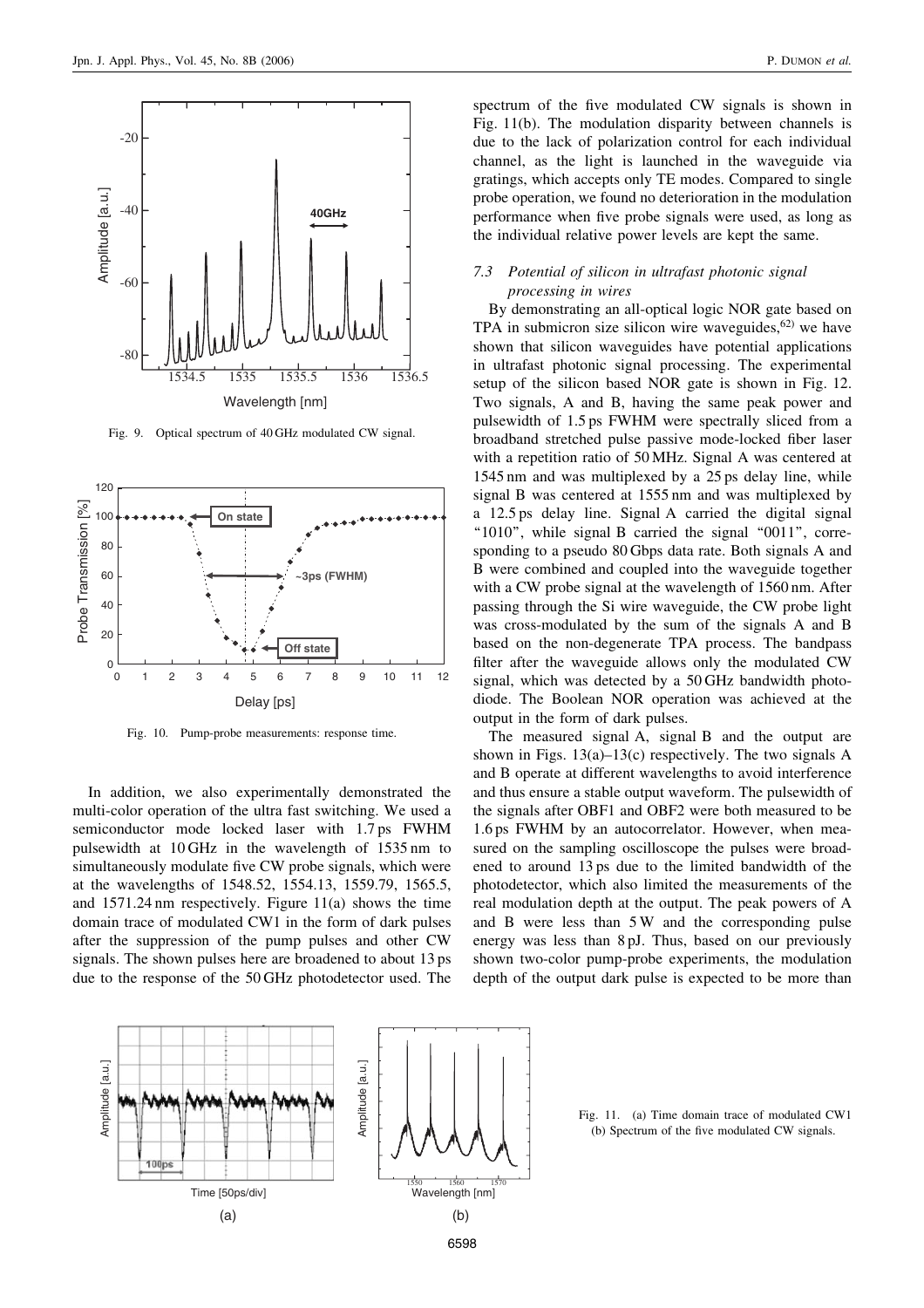Fig. 9. Optical spectrum of 40 GHz modulated CW signal.

Fig. 10. Pump-probe measurements: response time.

In addition, we also experimentally demonstrated the multi-color operation of the ultra fast switching. We used a semiconductor mode locked laser with 1.7 ps FWHM pulsewidth at 10 GHz in the wavelength of 1535 nm to simultaneously modulate five CW probe signals, which were at the wavelengths of 1548.52, 1554.13, 1559.79, 1565.5, and 1571.24 nm respectively. Figure 11(a) shows the time domain trace of modulated CW1 in the form of dark pulses after the suppression of the pump pulses and other CW signals. The shown pulses here are broadened to about 13 ps due to the response of the 50 GHz photodetector used. The spectrum of the five modulated CW signals is shown in Fig. 11(b). The modulation disparity between channels is due to the lack of polarization control for each individual channel, as the light is launched in the waveguide via gratings, which accepts only TE modes. Compared to single probe operation, we found no deterioration in the modulation performance when five probe signals were used, as long as the individual relative power levels are kept the same.

### 7.3 Potential of silicon in ultrafast photonic signal processing in wires

By demonstrating an all-optical logic NOR gate based on TPA in submicron size silicon wire waveguides,[62] we have shown that silicon waveguides have potential applications in ultrafast photonic signal processing. The experimental setup of the silicon based NOR gate is shown in Fig. 12. Two signals, A and B, having the same peak power and pulsewidth of 1.5 ps FWHM were spectrally sliced from a broadband stretched pulse passive mode-locked fiber laser with a repetition ratio of 50 MHz. Signal A was centered at 1545 nm and was multiplexed by a 25 ps delay line, while signal B was centered at 1555 nm and was multiplexed by a 12.5 ps delay line. Signal A carried the digital signal "1010", while signal B carried the signal "0011", corresponding to a pseudo 80 Gbps data rate. Both signals A and B were combined and coupled into the waveguide together with a CW probe signal at the wavelength of 1560 nm. After passing through the Si wire waveguide, the CW probe light was cross-modulated by the sum of the signals A and B based on the non-degenerate TPA process. The bandpass filter after the waveguide allows only the modulated CW signal, which was detected by a 50 GHz bandwidth photodiode. The Boolean NOR operation was achieved at the output in the form of dark pulses.

The measured signal A, signal B and the output are shown in Figs. 13(a)–13(c) respectively. The two signals A and B operate at different wavelengths to avoid interference and thus ensure a stable output waveform. The pulsewidth of the signals after OBF1 and OBF2 were both measured to be 1.6 ps FWHM by an autocorrelator. However, when measured on the sampling oscilloscope the pulses were broadened to around 13 ps due to the limited bandwidth of the photodetector, which also limited the measurements of the real modulation depth at the output. The peak powers of A and B were less than 5 W and the corresponding pulse energy was less than 8 pJ. Thus, based on our previously shown two-color pump-probe experiments, the modulation depth of the output dark pulse is expected to be more than

Fig. 11. (a) Time domain trace of modulated CW1 (b) Spectrum of the five modulated CW signals.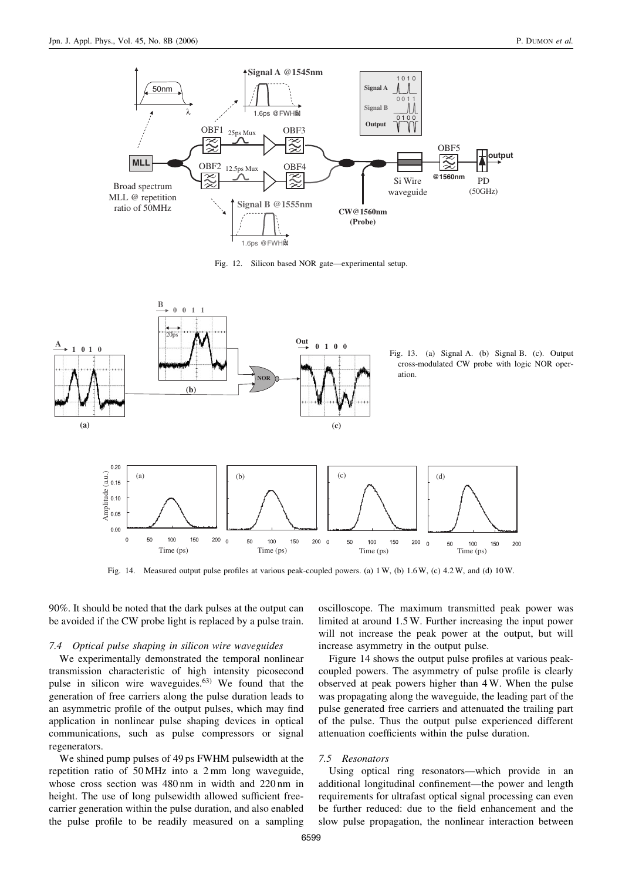Fig. 12. Silicon based NOR gate—experimental setup.

Fig. 13. (a) Signal A. (b) Signal B. (c). Output cross-modulated CW probe with logic NOR operation.

Fig. 14. Measured output pulse profiles at various peak-coupled powers. (a) 1 W, (b) 1.6 W, (c) 4.2 W, and (d) 10 W.

90%. It should be noted that the dark pulses at the output can be avoided if the CW probe light is replaced by a pulse train.

### 7.4 Optical pulse shaping in silicon wire waveguides

We experimentally demonstrated the temporal nonlinear transmission characteristic of high intensity picosecond pulse in silicon wire waveguides.[63] We found that the generation of free carriers along the pulse duration leads to an asymmetric profile of the output pulses, which may find application in nonlinear pulse shaping devices in optical communications, such as pulse compressors or signal regenerators.

We shined pump pulses of 49 ps FWHM pulsewidth at the repetition ratio of 50 MHz into a 2 mm long waveguide, whose cross section was 480 nm in width and 220 nm in height. The use of long pulsewidth allowed sufficient free-carrier generation within the pulse duration, and also enabled the pulse profile to be readily measured on a sampling oscilloscope. The maximum transmitted peak power was limited at around 1.5 W. Further increasing the input power will not increase the peak power at the output, but will increase asymmetry in the output pulse.

Figure 14 shows the output pulse profiles at various peak-coupled powers. The asymmetry of pulse profile is clearly observed at peak powers higher than 4 W. When the pulse was propagating along the waveguide, the leading part of the pulse generated free carriers and attenuated the trailing part of the pulse. Thus the output pulse experienced different attenuation coefficients within the pulse duration.

### 7.5 Resonators

Using optical ring resonators—which provide in an additional longitudinal confinement—the power and length requirements for ultrafast optical signal processing can even be further reduced: due to the field enhancement and the slow pulse propagation, the nonlinear interaction between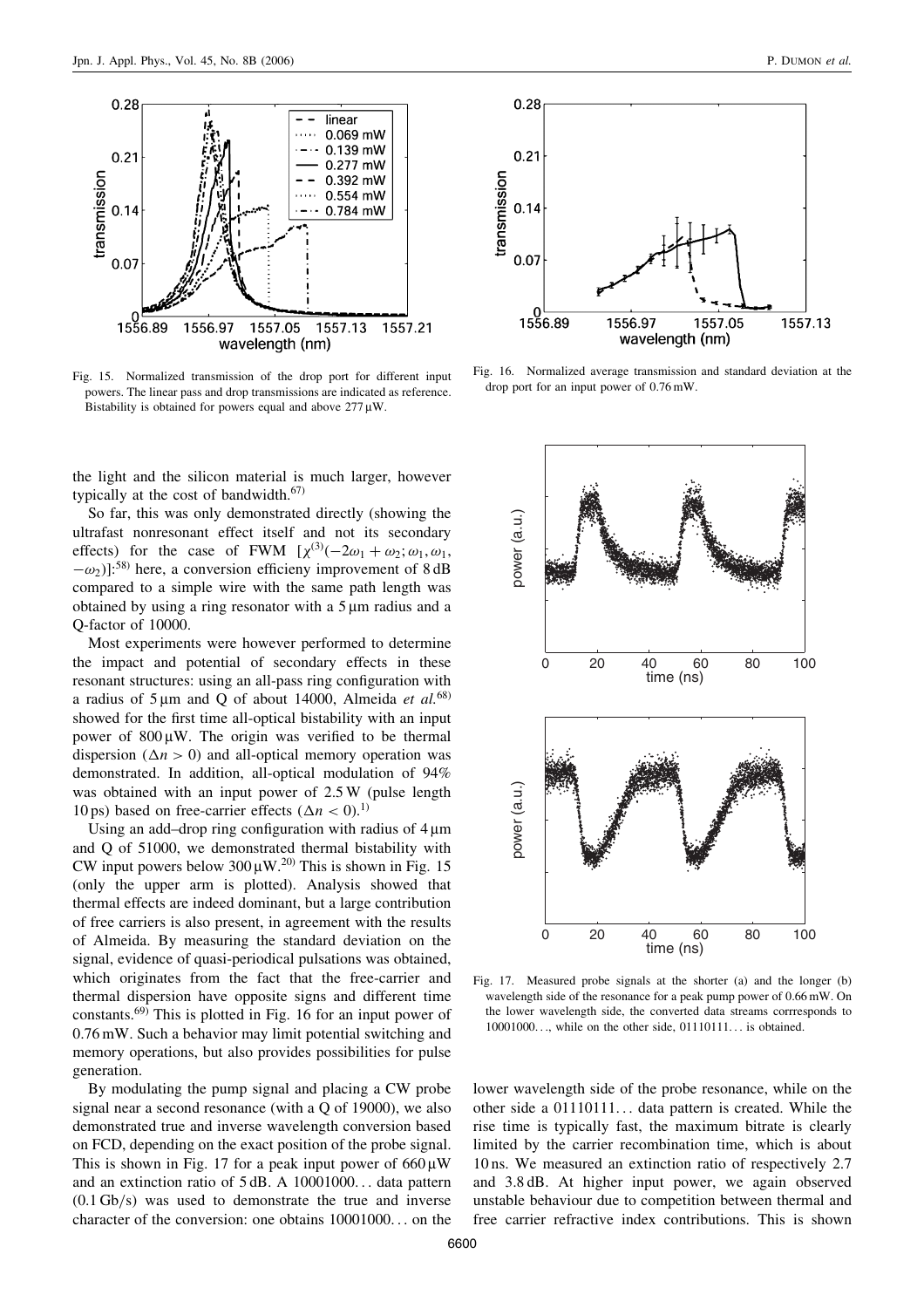Fig. 15. Normalized transmission of the drop port for different input powers. The linear pass and drop transmissions are indicated as reference. Bistability is obtained for powers equal and above 277 μW.

Fig. 16. Normalized average transmission and standard deviation at the drop port for an input power of 0.76 mW.

the light and the silicon material is much larger, however typically at the cost of bandwidth.[67]

So far, this was only demonstrated directly (showing the ultrafast nonresonant effect itself and not its secondary effects) for the case of FWM [$\chi^{(3)}(-2\omega_1+\omega_2;\omega_1,\omega_1,-\omega_2)$]:[58] here, a conversion efficieny improvement of 8 dB compared to a simple wire with the same path length was obtained by using a ring resonator with a 5 μm radius and a Q-factor of 10000.

Most experiments were however performed to determine the impact and potential of secondary effects in these resonant structures: using an all-pass ring configuration with a radius of 5 μm and Q of about 14000, Almeida *et al.*[68] showed for the first time all-optical bistability with an input power of 800 μW. The origin was verified to be thermal dispersion ($\Delta n > 0$) and all-optical memory operation was demonstrated. In addition, all-optical modulation of 94% was obtained with an input power of 2.5 W (pulse length 10 ps) based on free-carrier effects ($\Delta n < 0$).[1]

Using an add–drop ring configuration with radius of 4 μm and Q of 51000, we demonstrated thermal bistability with CW input powers below 300 μW.[20] This is shown in Fig. 15 (only the upper arm is plotted). Analysis showed that thermal effects are indeed dominant, but a large contribution of free carriers is also present, in agreement with the results of Almeida. By measuring the standard deviation on the signal, evidence of quasi-periodical pulsations was obtained, which originates from the fact that the free-carrier and thermal dispersion have opposite signs and different time constants.[69] This is plotted in Fig. 16 for an input power of 0.76 mW. Such a behavior may limit potential switching and memory operations, but also provides possibilities for pulse generation.

By modulating the pump signal and placing a CW probe signal near a second resonance (with a Q of 19000), we also demonstrated true and inverse wavelength conversion based on FCD, depending on the exact position of the probe signal. This is shown in Fig. 17 for a peak input power of 660 μW and an extinction ratio of 5 dB. A 10001000... data pattern (0.1 Gb/s) was used to demonstrate the true and inverse character of the conversion: one obtains 10001000... on the lower wavelength side of the probe resonance, while on the other side a 01110111... data pattern is created. While the rise time is typically fast, the maximum bitrate is clearly limited by the carrier recombination time, which is about 10 ns. We measured an extinction ratio of respectively 2.7 and 3.8 dB. At higher input power, we again observed unstable behaviour due to competition between thermal and free carrier refractive index contributions. This is shown

Fig. 17. Measured probe signals at the shorter (a) and the longer (b) wavelength side of the resonance for a peak pump power of 0.66 mW. On the lower wavelength side, the converted data streams corrresponds to 10001000..., while on the other side, 01110111... is obtained.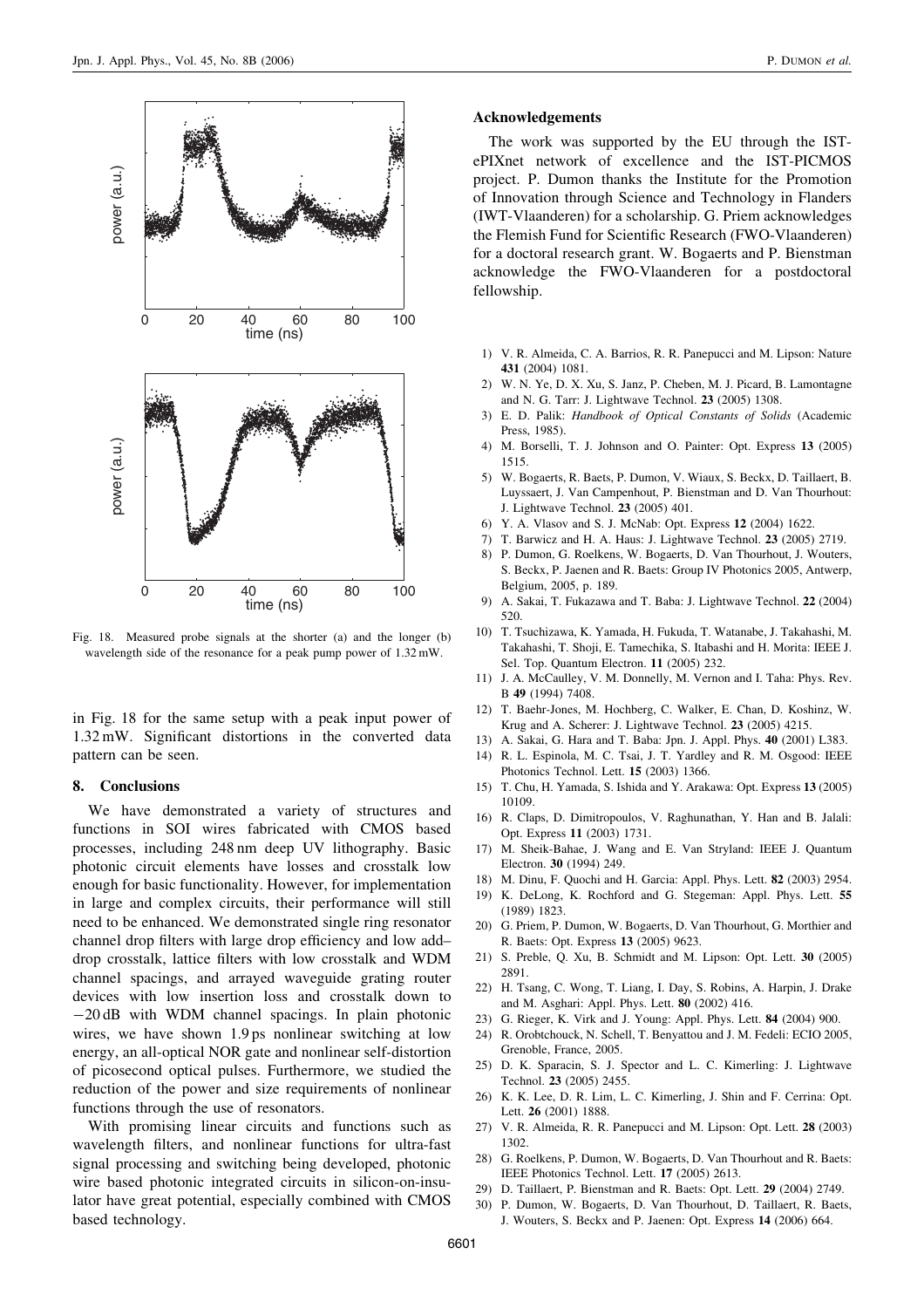Fig. 18. Measured probe signals at the shorter (a) and the longer (b) wavelength side of the resonance for a peak pump power of 1.32 mW.

in Fig. 18 for the same setup with a peak input power of 1.32 mW. Significant distortions in the converted data pattern can be seen.

## 8. Conclusions

We have demonstrated a variety of structures and functions in SOI wires fabricated with CMOS based processes, including 248 nm deep UV lithography. Basic photonic circuit elements have losses and crosstalk low enough for basic functionality. However, for implementation in large and complex circuits, their performance will still need to be enhanced. We demonstrated single ring resonator channel drop filters with large drop efficiency and low add–drop crosstalk, lattice filters with low crosstalk and WDM channel spacings, and arrayed waveguide grating router devices with low insertion loss and crosstalk down to −20 dB with WDM channel spacings. In plain photonic wires, we have shown 1.9 ps nonlinear switching at low energy, an all-optical NOR gate and nonlinear self-distortion of picosecond optical pulses. Furthermore, we studied the reduction of the power and size requirements of nonlinear functions through the use of resonators.

With promising linear circuits and functions such as wavelength filters, and nonlinear functions for ultra-fast signal processing and switching being developed, photonic wire based photonic integrated circuits in silicon-on-insulator have great potential, especially combined with CMOS based technology.

## Acknowledgements

The work was supported by the EU through the IST-ePIXnet network of excellence and the IST-PICMOS project. P. Dumon thanks the Institute for the Promotion of Innovation through Science and Technology in Flanders (IWT-Vlaanderen) for a scholarship. G. Priem acknowledges the Flemish Fund for Scientific Research (FWO-Vlaanderen) for a doctoral research grant. W. Bogaerts and P. Bienstman acknowledge the FWO-Vlaanderen for a postdoctoral fellowship.

1) V. R. Almeida, C. A. Barrios, R. R. Panepucci and M. Lipson: Nature **431** (2004) 1081.
2) W. N. Ye, D. X. Xu, S. Janz, P. Cheben, M. J. Picard, B. Lamontagne and N. G. Tarr: J. Lightwave Technol. **23** (2005) 1308.
3) E. D. Palik: *Handbook of Optical Constants of Solids* (Academic Press, 1985).
4) M. Borselli, T. J. Johnson and O. Painter: Opt. Express **13** (2005) 1515.
5) W. Bogaerts, R. Baets, P. Dumon, V. Wiaux, S. Beckx, D. Taillaert, B. Luyssaert, J. Van Campenhout, P. Bienstman and D. Van Thourhout: J. Lightwave Technol. **23** (2005) 401.
6) Y. A. Vlasov and S. J. McNab: Opt. Express **12** (2004) 1622.
7) T. Barwicz and H. A. Haus: J. Lightwave Technol. **23** (2005) 2719.
8) P. Dumon, G. Roelkens, W. Bogaerts, D. Van Thourhout, J. Wouters, S. Beckx, P. Jaenen and R. Baets: Group IV Photonics 2005, Antwerp, Belgium, 2005, p. 189.
9) A. Sakai, T. Fukazawa and T. Baba: J. Lightwave Technol. **22** (2004) 520.
10) T. Tsuchizawa, K. Yamada, H. Fukuda, T. Watanabe, J. Takahashi, M. Takahashi, T. Shoji, E. Tamechika, S. Itabashi and H. Morita: IEEE J. Sel. Top. Quantum Electron. **11** (2005) 232.
11) J. A. McCaulley, V. M. Donnelly, M. Vernon and I. Taha: Phys. Rev. B **49** (1994) 7408.
12) T. Baehr-Jones, M. Hochberg, C. Walker, E. Chan, D. Koshinz, W. Krug and A. Scherer: J. Lightwave Technol. **23** (2005) 4215.
13) A. Sakai, G. Hara and T. Baba: Jpn. J. Appl. Phys. **40** (2001) L383.
14) R. L. Espinola, M. C. Tsai, J. T. Yardley and R. M. Osgood: IEEE Photonics Technol. Lett. **15** (2003) 1366.
15) T. Chu, H. Yamada, S. Ishida and Y. Arakawa: Opt. Express **13** (2005) 10109.
16) R. Claps, D. Dimitropoulos, V. Raghunathan, Y. Han and B. Jalali: Opt. Express **11** (2003) 1731.
17) M. Sheik-Bahae, J. Wang and E. Van Stryland: IEEE J. Quantum Electron. **30** (1994) 249.
18) M. Dinu, F. Quochi and H. Garcia: Appl. Phys. Lett. **82** (2003) 2954.
19) K. DeLong, K. Rochford and G. Stegeman: Appl. Phys. Lett. **55** (1989) 1823.
20) G. Priem, P. Dumon, W. Bogaerts, D. Van Thourhout, G. Morthier and R. Baets: Opt. Express **13** (2005) 9623.
21) S. Preble, Q. Xu, B. Schmidt and M. Lipson: Opt. Lett. **30** (2005) 2891.
22) H. Tsang, C. Wong, T. Liang, I. Day, S. Robins, A. Harpin, J. Drake and M. Asghari: Appl. Phys. Lett. **80** (2002) 416.
23) G. Rieger, K. Virk and J. Young: Appl. Phys. Lett. **84** (2004) 900.
24) R. Orobtchouck, N. Schell, T. Benyattou and J. M. Fedeli: ECIO 2005, Grenoble, France, 2005.
25) D. K. Sparacin, S. J. Spector and L. C. Kimerling: J. Lightwave Technol. **23** (2005) 2455.
26) K. K. Lee, D. R. Lim, L. C. Kimerling, J. Shin and F. Cerrina: Opt. Lett. **26** (2001) 1888.
27) V. R. Almeida, R. R. Panepucci and M. Lipson: Opt. Lett. **28** (2003) 1302.
28) G. Roelkens, P. Dumon, W. Bogaerts, D. Van Thourhout and R. Baets: IEEE Photonics Technol. Lett. **17** (2005) 2613.
29) D. Taillaert, P. Bienstman and R. Baets: Opt. Lett. **29** (2004) 2749.
30) P. Dumon, W. Bogaerts, D. Van Thourhout, D. Taillaert, R. Baets, J. Wouters, S. Beckx and P. Jaenen: Opt. Express **14** (2006) 664.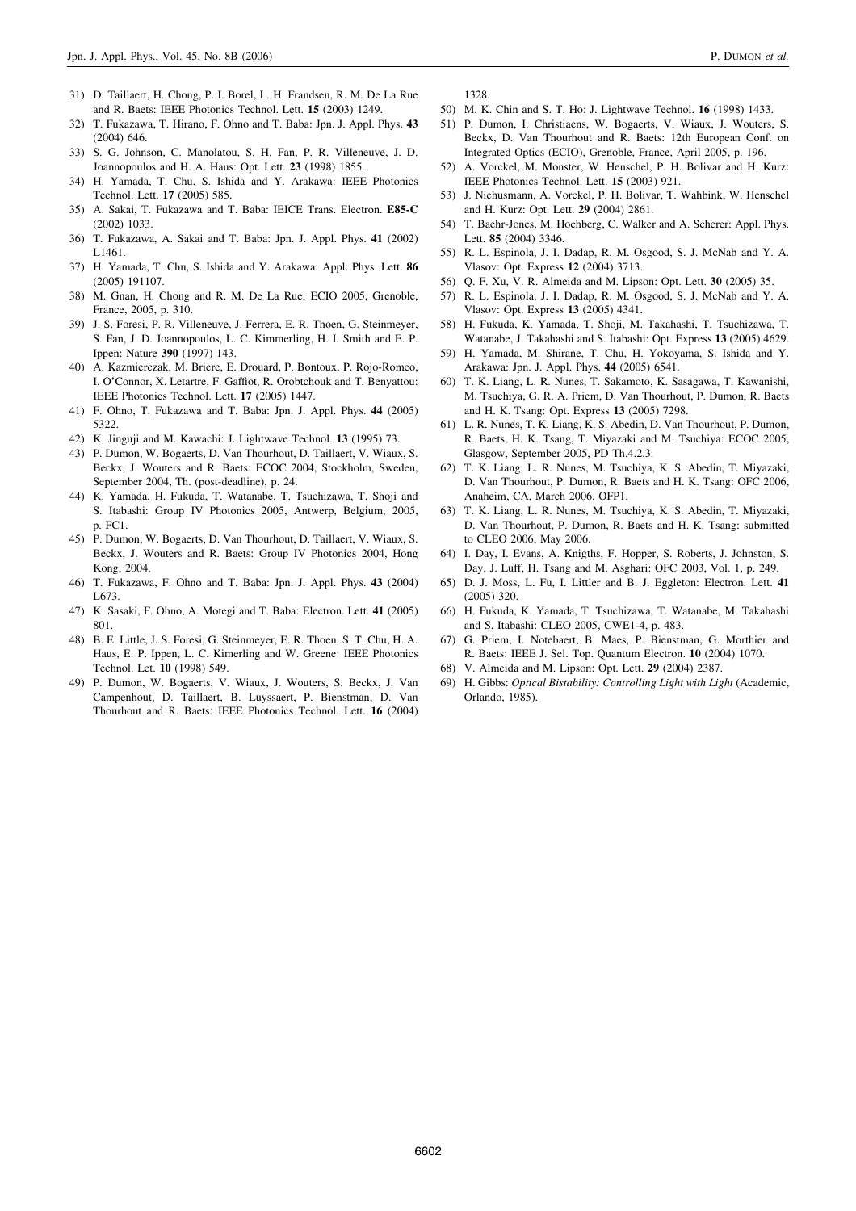31) D. Taillaert, H. Chong, P. I. Borel, L. H. Frandsen, R. M. De La Rue and R. Baets: IEEE Photonics Technol. Lett. **15** (2003) 1249.
32) T. Fukazawa, T. Hirano, F. Ohno and T. Baba: Jpn. J. Appl. Phys. **43** (2004) 646.
33) S. G. Johnson, C. Manolatou, S. H. Fan, P. R. Villeneuve, J. D. Joannopoulos and H. A. Haus: Opt. Lett. **23** (1998) 1855.
34) H. Yamada, T. Chu, S. Ishida and Y. Arakawa: IEEE Photonics Technol. Lett. **17** (2005) 585.
35) A. Sakai, T. Fukazawa and T. Baba: IEICE Trans. Electron. **E85-C** (2002) 1033.
36) T. Fukazawa, A. Sakai and T. Baba: Jpn. J. Appl. Phys. **41** (2002) L1461.
37) H. Yamada, T. Chu, S. Ishida and Y. Arakawa: Appl. Phys. Lett. **86** (2005) 191107.
38) M. Gnan, H. Chong and R. M. De La Rue: ECIO 2005, Grenoble, France, 2005, p. 310.
39) J. S. Foresi, P. R. Villeneuve, J. Ferrera, E. R. Thoen, G. Steinmeyer, S. Fan, J. D. Joannopoulos, L. C. Kimmerling, H. I. Smith and E. P. Ippen: Nature **390** (1997) 143.
40) A. Kazmierczak, M. Briere, E. Drouard, P. Bontoux, P. Rojo-Romeo, I. O'Connor, X. Letartre, F. Gaffiot, R. Orobtchouk and T. Benyattou: IEEE Photonics Technol. Lett. **17** (2005) 1447.
41) F. Ohno, T. Fukazawa and T. Baba: Jpn. J. Appl. Phys. **44** (2005) 5322.
42) K. Jinguji and M. Kawachi: J. Lightwave Technol. **13** (1995) 73.
43) P. Dumon, W. Bogaerts, D. Van Thourhout, D. Taillaert, V. Wiaux, S. Beckx, J. Wouters and R. Baets: ECOC 2004, Stockholm, Sweden, September 2004, Th. (post-deadline), p. 24.
44) K. Yamada, H. Fukuda, T. Watanabe, T. Tsuchizawa, T. Shoji and S. Itabashi: Group IV Photonics 2005, Antwerp, Belgium, 2005, p. FC1.
45) P. Dumon, W. Bogaerts, D. Van Thourhout, D. Taillaert, V. Wiaux, S. Beckx, J. Wouters and R. Baets: Group IV Photonics 2004, Hong Kong, 2004.
46) T. Fukazawa, F. Ohno and T. Baba: Jpn. J. Appl. Phys. **43** (2004) L673.
47) K. Sasaki, F. Ohno, A. Motegi and T. Baba: Electron. Lett. **41** (2005) 801.
48) B. E. Little, J. S. Foresi, G. Steinmeyer, E. R. Thoen, S. T. Chu, H. A. Haus, E. P. Ippen, L. C. Kimerling and W. Greene: IEEE Photonics Technol. Let. **10** (1998) 549.
49) P. Dumon, W. Bogaerts, V. Wiaux, J. Wouters, S. Beckx, J. Van Campenhout, D. Taillaert, B. Luyssaert, P. Bienstman, D. Van Thourhout and R. Baets: IEEE Photonics Technol. Lett. **16** (2004) 1328.
50) M. K. Chin and S. T. Ho: J. Lightwave Technol. **16** (1998) 1433.
51) P. Dumon, I. Christiaens, W. Bogaerts, V. Wiaux, J. Wouters, S. Beckx, D. Van Thourhout and R. Baets: 12th European Conf. on Integrated Optics (ECIO), Grenoble, France, April 2005, p. 196.
52) A. Vorckel, M. Monster, W. Henschel, P. H. Bolivar and H. Kurz: IEEE Photonics Technol. Lett. **15** (2003) 921.
53) J. Niehusmann, A. Vorckel, P. H. Bolivar, T. Wahbink, W. Henschel and H. Kurz: Opt. Lett. **29** (2004) 2861.
54) T. Baehr-Jones, M. Hochberg, C. Walker and A. Scherer: Appl. Phys. Lett. **85** (2004) 3346.
55) R. L. Espinola, J. I. Dadap, R. M. Osgood, S. J. McNab and Y. A. Vlasov: Opt. Express **12** (2004) 3713.
56) Q. F. Xu, V. R. Almeida and M. Lipson: Opt. Lett. **30** (2005) 35.
57) R. L. Espinola, J. I. Dadap, R. M. Osgood, S. J. McNab and Y. A. Vlasov: Opt. Express **13** (2005) 4341.
58) H. Fukuda, K. Yamada, T. Shoji, M. Takahashi, T. Tsuchizawa, T. Watanabe, J. Takahashi and S. Itabashi: Opt. Express **13** (2005) 4629.
59) H. Yamada, M. Shirane, T. Chu, H. Yokoyama, S. Ishida and Y. Arakawa: Jpn. J. Appl. Phys. **44** (2005) 6541.
60) T. K. Liang, L. R. Nunes, T. Sakamoto, K. Sasagawa, T. Kawanishi, M. Tsuchiya, G. R. A. Priem, D. Van Thourhout, P. Dumon, R. Baets and H. K. Tsang: Opt. Express **13** (2005) 7298.
61) L. R. Nunes, T. K. Liang, K. S. Abedin, D. Van Thourhout, P. Dumon, R. Baets, H. K. Tsang, T. Miyazaki and M. Tsuchiya: ECOC 2005, Glasgow, September 2005, PD Th.4.2.3.
62) T. K. Liang, L. R. Nunes, M. Tsuchiya, K. S. Abedin, T. Miyazaki, D. Van Thourhout, P. Dumon, R. Baets and H. K. Tsang: OFC 2006, Anaheim, CA, March 2006, OFP1.
63) T. K. Liang, L. R. Nunes, M. Tsuchiya, K. S. Abedin, T. Miyazaki, D. Van Thourhout, P. Dumon, R. Baets and H. K. Tsang: submitted to CLEO 2006, May 2006.
64) I. Day, I. Evans, A. Knigths, F. Hopper, S. Roberts, J. Johnston, S. Day, J. Luff, H. Tsang and M. Asghari: OFC 2003, Vol. 1, p. 249.
65) D. J. Moss, L. Fu, I. Littler and B. J. Eggleton: Electron. Lett. **41** (2005) 320.
66) H. Fukuda, K. Yamada, T. Tsuchizawa, T. Watanabe, M. Takahashi and S. Itabashi: CLEO 2005, CWE1-4, p. 483.
67) G. Priem, I. Notebaert, B. Maes, P. Bienstman, G. Morthier and R. Baets: IEEE J. Sel. Top. Quantum Electron. **10** (2004) 1070.
68) V. Almeida and M. Lipson: Opt. Lett. **29** (2004) 2387.
69) H. Gibbs: *Optical Bistability: Controlling Light with Light* (Academic, Orlando, 1985).